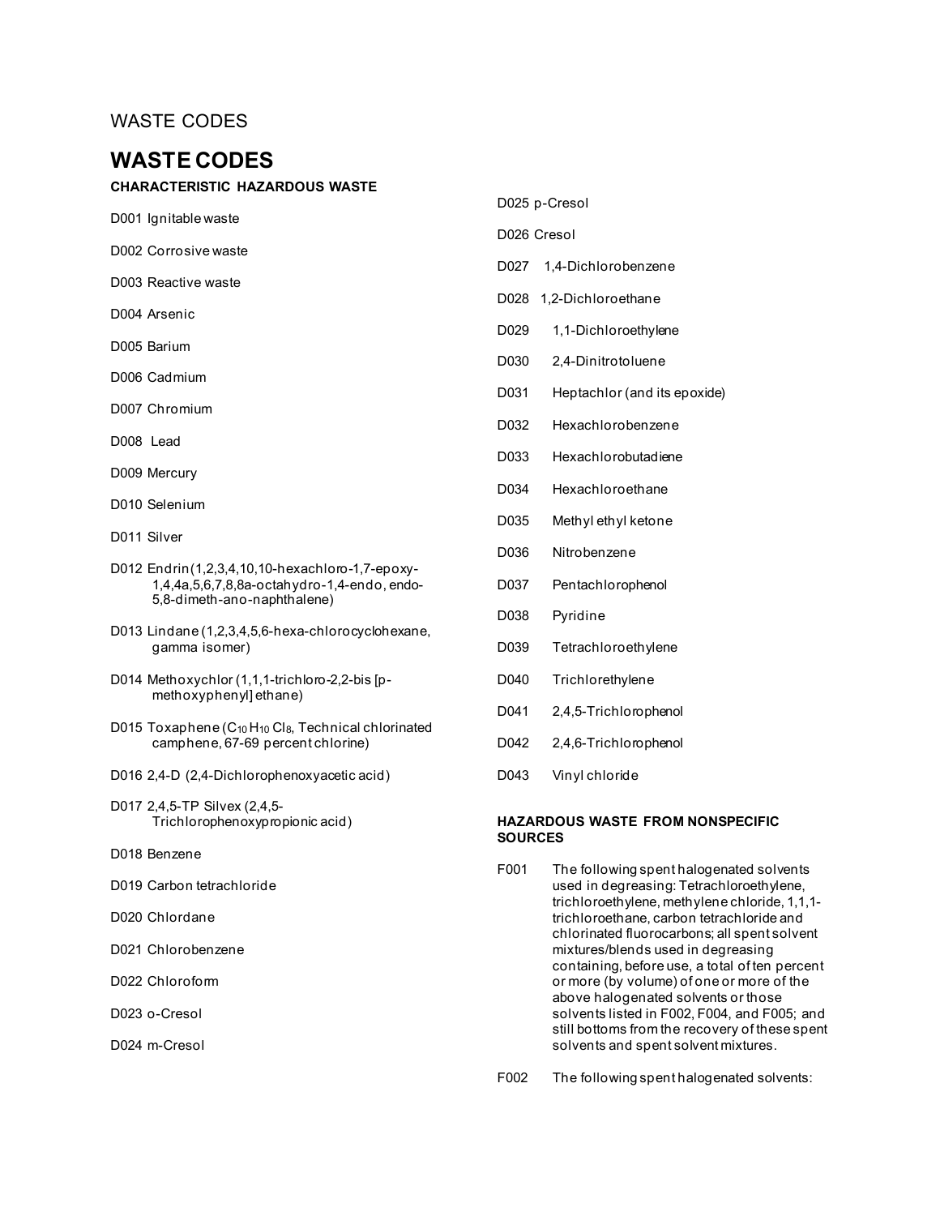WASTE CODES

# WASTE CODES

### CHARACTERISTIC HAZARDOUS WASTE

D001 Ignitable waste

D002 Corrosive waste

D003 Reactive waste

D004 Arsenic

D005 Barium

D006 Cadmium

D007 Chromium

D008 Lead

D009 Mercury

D010 Selenium

D011 Silver

D012 Endrin (1,2,3,4,10,10-hexachloro-1,7-epoxy-1,4,4a,5,6,7,8,8a-octahydro-1,4-endo, endo-5,8-dimeth-ano-naphthalene)

D013 Lindane (1,2,3,4,5,6-hexa-chlorocyclohexane, gamma isomer)

D014 Methoxychlor (1,1,1-trichloro-2,2-bis [p-methoxyphenyl] ethane)

D015 Toxaphene ($C_{10}H_{10}Cl_8$, Technical chlorinated camphene, 67-69 percent chlorine)

D016 2,4-D (2,4-Dichlorophenoxyacetic acid)

D017 2,4,5-TP Silvex (2,4,5-Trichlorophenoxypropionic acid)

D018 Benzene

D019 Carbon tetrachloride

D020 Chlordane

D021 Chlorobenzene

D022 Chloroform

D023 o-Cresol

D024 m-Cresol

D025 p-Cresol

D026 Cresol

D027 1,4-Dichlorobenzene

D028 1,2-Dichloroethane

D029 1,1-Dichloroethylene

D030 2,4-Dinitrotoluene

D031 Heptachlor (and its epoxide)

D032 Hexachlorobenzene

D033 Hexachlorobutadiene

D034 Hexachloroethane

D035 Methyl ethyl ketone

D036 Nitrobenzene

D037 Pentachlorophenol

D038 Pyridine

D039 Tetrachloroethylene

D040 Trichlorethylene

D041 2,4,5-Trichlorophenol

D042 2,4,6-Trichlorophenol

D043 Vinyl chloride

### HAZARDOUS WASTE FROM NONSPECIFIC SOURCES

F001 The following spent halogenated solvents used in degreasing: Tetrachloroethylene, trichloroethylene, methylene chloride, 1,1,1-trichloroethane, carbon tetrachloride and chlorinated fluorocarbons; all spent solvent mixtures/blends used in degreasing containing, before use, a total of ten percent or more (by volume) of one or more of the above halogenated solvents or those solvents listed in F002, F004, and F005; and still bottoms from the recovery of these spent solvents and spent solvent mixtures.

F002 The following spent halogenated solvents: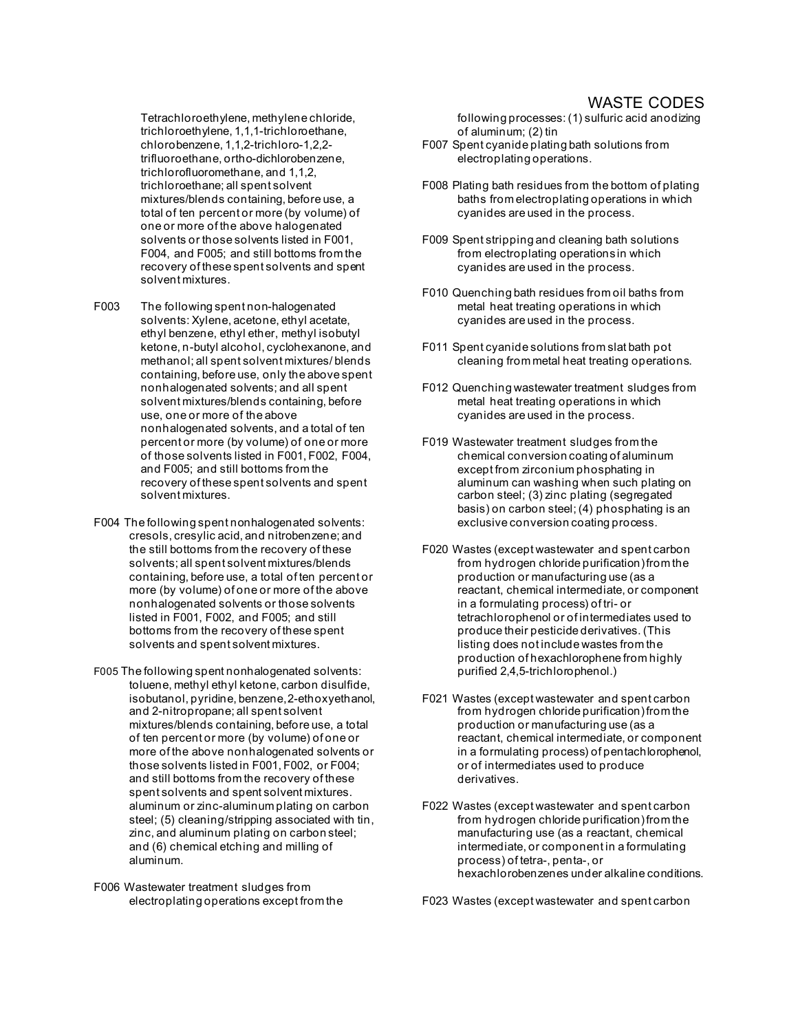Tetrachloroethylene, methylene chloride, trichloroethylene, 1,1,1-trichloroethane, chlorobenzene, 1,1,2-trichloro-1,2,2-trifluoroethane, ortho-dichlorobenzene, trichlorofluoromethane, and 1,1,2, trichloroethane; all spent solvent mixtures/blends containing, before use, a total of ten percent or more (by volume) of one or more of the above halogenated solvents or those solvents listed in F001, F004, and F005; and still bottoms from the recovery of these spent solvents and spent solvent mixtures.

F003 The following spent non-halogenated solvents: Xylene, acetone, ethyl acetate, ethyl benzene, ethyl ether, methyl isobutyl ketone, n-butyl alcohol, cyclohexanone, and methanol; all spent solvent mixtures/ blends containing, before use, only the above spent nonhalogenated solvents; and all spent solvent mixtures/blends containing, before use, one or more of the above nonhalogenated solvents, and a total of ten percent or more (by volume) of one or more of those solvents listed in F001, F002, F004, and F005; and still bottoms from the recovery of these spent solvents and spent solvent mixtures.

F004 The following spent nonhalogenated solvents: cresols, cresylic acid, and nitrobenzene; and the still bottoms from the recovery of these solvents; all spent solvent mixtures/blends containing, before use, a total of ten percent or more (by volume) of one or more of the above nonhalogenated solvents or those solvents listed in F001, F002, and F005; and still bottoms from the recovery of these spent solvents and spent solvent mixtures.

F005 The following spent nonhalogenated solvents: toluene, methyl ethyl ketone, carbon disulfide, isobutanol, pyridine, benzene, 2-ethoxyethanol, and 2-nitropropane; all spent solvent mixtures/blends containing, before use, a total of ten percent or more (by volume) of one or more of the above nonhalogenated solvents or those solvents listed in F001, F002, or F004; and still bottoms from the recovery of these spent solvents and spent solvent mixtures. aluminum or zinc-aluminum plating on carbon steel; (5) cleaning/stripping associated with tin, zinc, and aluminum plating on carbon steel; and (6) chemical etching and milling of aluminum.

F006 Wastewater treatment sludges from electroplating operations except from the following processes: (1) sulfuric acid anodizing of aluminum; (2) tin

F007 Spent cyanide plating bath solutions from electroplating operations.

F008 Plating bath residues from the bottom of plating baths from electroplating operations in which cyanides are used in the process.

F009 Spent stripping and cleaning bath solutions from electroplating operations in which cyanides are used in the process.

F010 Quenching bath residues from oil baths from metal heat treating operations in which cyanides are used in the process.

F011 Spent cyanide solutions from slat bath pot cleaning from metal heat treating operations.

F012 Quenching wastewater treatment sludges from metal heat treating operations in which cyanides are used in the process.

F019 Wastewater treatment sludges from the chemical conversion coating of aluminum except from zirconium phosphating in aluminum can washing when such plating on carbon steel; (3) zinc plating (segregated basis) on carbon steel; (4) phosphating is an exclusive conversion coating process.

F020 Wastes (except wastewater and spent carbon from hydrogen chloride purification) from the production or manufacturing use (as a reactant, chemical intermediate, or component in a formulating process) of tri- or tetrachlorophenol or of intermediates used to produce their pesticide derivatives. (This listing does not include wastes from the production of hexachlorophene from highly purified 2,4,5-trichlorophenol.)

F021 Wastes (except wastewater and spent carbon from hydrogen chloride purification) from the production or manufacturing use (as a reactant, chemical intermediate, or component in a formulating process) of pentachlorophenol, or of intermediates used to produce derivatives.

F022 Wastes (except wastewater and spent carbon from hydrogen chloride purification) from the manufacturing use (as a reactant, chemical intermediate, or component in a formulating process) of tetra-, penta-, or hexachlorobenzenes under alkaline conditions.

F023 Wastes (except wastewater and spent carbon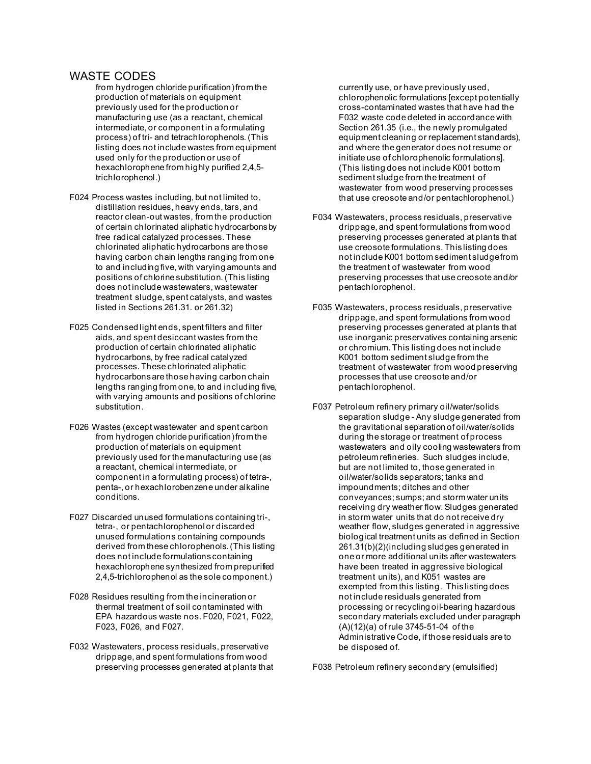## WASTE CODES

from hydrogen chloride purification) from the production of materials on equipment previously used for the production or manufacturing use (as a reactant, chemical intermediate, or component in a formulating process) of tri- and tetrachlorophenols. (This listing does not include wastes from equipment used only for the production or use of hexachlorophene from highly purified 2,4,5-trichlorophenol.)

F024 Process wastes including, but not limited to, distillation residues, heavy ends, tars, and reactor clean-out wastes, from the production of certain chlorinated aliphatic hydrocarbons by free radical catalyzed processes. These chlorinated aliphatic hydrocarbons are those having carbon chain lengths ranging from one to and including five, with varying amounts and positions of chlorine substitution. (This listing does not include wastewaters, wastewater treatment sludge, spent catalysts, and wastes listed in Sections 261.31. or 261.32)

F025 Condensed light ends, spent filters and filter aids, and spent desiccant wastes from the production of certain chlorinated aliphatic hydrocarbons, by free radical catalyzed processes. These chlorinated aliphatic hydrocarbons are those having carbon chain lengths ranging from one, to and including five, with varying amounts and positions of chlorine substitution.

F026 Wastes (except wastewater and spent carbon from hydrogen chloride purification) from the production of materials on equipment previously used for the manufacturing use (as a reactant, chemical intermediate, or component in a formulating process) of tetra-, penta-, or hexachlorobenzene under alkaline conditions.

F027 Discarded unused formulations containing tri-, tetra-, or pentachlorophenol or discarded unused formulations containing compounds derived from these chlorophenols. (This listing does not include formulations containing hexachlorophene synthesized from prepurified 2,4,5-trichlorophenol as the sole component.)

F028 Residues resulting from the incineration or thermal treatment of soil contaminated with EPA hazardous waste nos. F020, F021, F022, F023, F026, and F027.

F032 Wastewaters, process residuals, preservative drippage, and spent formulations from wood preserving processes generated at plants that currently use, or have previously used, chlorophenolic formulations [except potentially cross-contaminated wastes that have had the F032 waste code deleted in accordance with Section 261.35 (i.e., the newly promulgated equipment cleaning or replacement standards), and where the generator does not resume or initiate use of chlorophenolic formulations]. (This listing does not include K001 bottom sediment sludge from the treatment of wastewater from wood preserving processes that use creosote and/or pentachlorophenol.)

F034 Wastewaters, process residuals, preservative drippage, and spent formulations from wood preserving processes generated at plants that use creosote formulations. This listing does not include K001 bottom sediment sludge from the treatment of wastewater from wood preserving processes that use creosote and/or pentachlorophenol.

F035 Wastewaters, process residuals, preservative drippage, and spent formulations from wood preserving processes generated at plants that use inorganic preservatives containing arsenic or chromium. This listing does not include K001 bottom sediment sludge from the treatment of wastewater from wood preserving processes that use creosote and/or pentachlorophenol.

F037 Petroleum refinery primary oil/water/solids separation sludge - Any sludge generated from the gravitational separation of oil/water/solids during the storage or treatment of process wastewaters and oily cooling wastewaters from petroleum refineries. Such sludges include, but are not limited to, those generated in oil/water/solids separators; tanks and impoundments; ditches and other conveyances; sumps; and storm water units receiving dry weather flow. Sludges generated in storm water units that do not receive dry weather flow, sludges generated in aggressive biological treatment units as defined in Section 261.31(b)(2)(including sludges generated in one or more additional units after wastewaters have been treated in aggressive biological treatment units), and K051 wastes are exempted from this listing. This listing does not include residuals generated from processing or recycling oil-bearing hazardous secondary materials excluded under paragraph (A)(12)(a) of rule 3745-51-04 of the Administrative Code, if those residuals are to be disposed of.

F038 Petroleum refinery secondary (emulsified)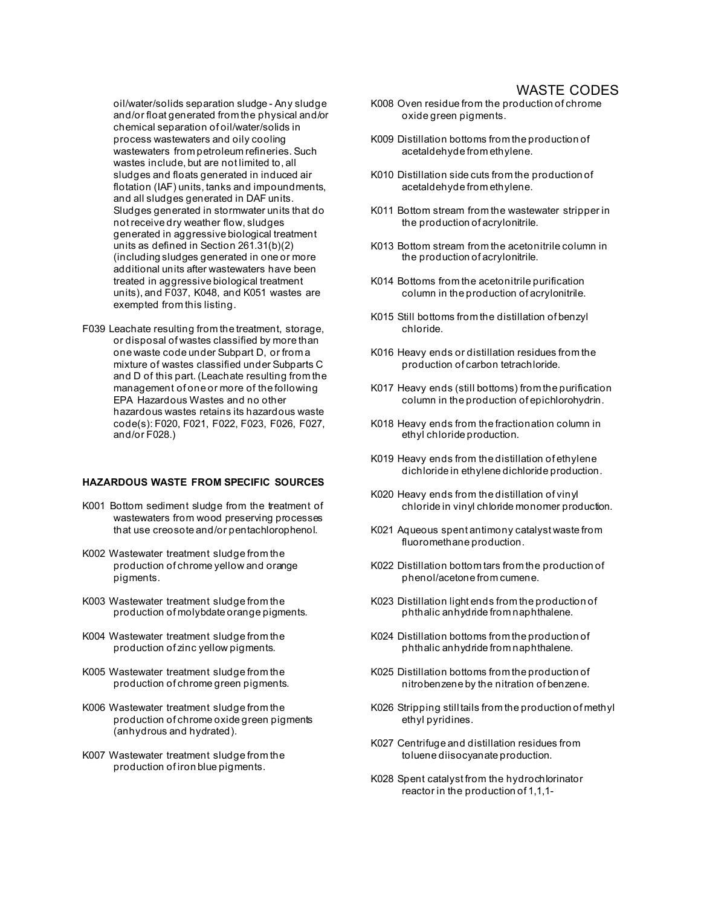oil/water/solids separation sludge - Any sludge and/or float generated from the physical and/or chemical separation of oil/water/solids in process wastewaters and oily cooling wastewaters from petroleum refineries. Such wastes include, but are not limited to, all sludges and floats generated in induced air flotation (IAF) units, tanks and impoundments, and all sludges generated in DAF units. Sludges generated in stormwater units that do not receive dry weather flow, sludges generated in aggressive biological treatment units as defined in Section 261.31(b)(2) (including sludges generated in one or more additional units after wastewaters have been treated in aggressive biological treatment units), and F037, K048, and K051 wastes are exempted from this listing.

F039 Leachate resulting from the treatment, storage, or disposal of wastes classified by more than one waste code under Subpart D, or from a mixture of wastes classified under Subparts C and D of this part. (Leachate resulting from the management of one or more of the following EPA Hazardous Wastes and no other hazardous wastes retains its hazardous waste code(s): F020, F021, F022, F023, F026, F027, and/or F028.)

**HAZARDOUS WASTE FROM SPECIFIC SOURCES**

K001 Bottom sediment sludge from the treatment of wastewaters from wood preserving processes that use creosote and/or pentachlorophenol.

K002 Wastewater treatment sludge from the production of chrome yellow and orange pigments.

K003 Wastewater treatment sludge from the production of molybdate orange pigments.

K004 Wastewater treatment sludge from the production of zinc yellow pigments.

K005 Wastewater treatment sludge from the production of chrome green pigments.

K006 Wastewater treatment sludge from the production of chrome oxide green pigments (anhydrous and hydrated).

K007 Wastewater treatment sludge from the production of iron blue pigments.

K008 Oven residue from the production of chrome oxide green pigments.

K009 Distillation bottoms from the production of acetaldehyde from ethylene.

K010 Distillation side cuts from the production of acetaldehyde from ethylene.

K011 Bottom stream from the wastewater stripper in the production of acrylonitrile.

K013 Bottom stream from the acetonitrile column in the production of acrylonitrile.

K014 Bottoms from the acetonitrile purification column in the production of acrylonitrile.

K015 Still bottoms from the distillation of benzyl chloride.

K016 Heavy ends or distillation residues from the production of carbon tetrachloride.

K017 Heavy ends (still bottoms) from the purification column in the production of epichlorohydrin.

K018 Heavy ends from the fractionation column in ethyl chloride production.

K019 Heavy ends from the distillation of ethylene dichloride in ethylene dichloride production.

K020 Heavy ends from the distillation of vinyl chloride in vinyl chloride monomer production.

K021 Aqueous spent antimony catalyst waste from fluoromethane production.

K022 Distillation bottom tars from the production of phenol/acetone from cumene.

K023 Distillation light ends from the production of phthalic anhydride from naphthalene.

K024 Distillation bottoms from the production of phthalic anhydride from naphthalene.

K025 Distillation bottoms from the production of nitrobenzene by the nitration of benzene.

K026 Stripping still tails from the production of methyl ethyl pyridines.

K027 Centrifuge and distillation residues from toluene diisocyanate production.

K028 Spent catalyst from the hydrochlorinator reactor in the production of 1,1,1-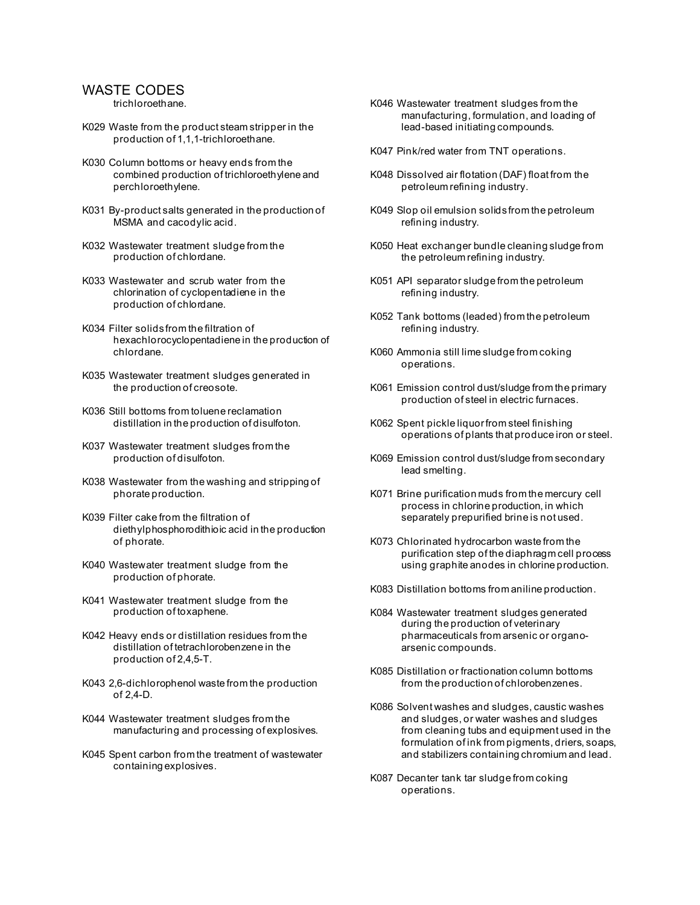## WASTE CODES

trichloroethane.

K029 Waste from the product steam stripper in the production of 1,1,1-trichloroethane.

K030 Column bottoms or heavy ends from the combined production of trichloroethylene and perchloroethylene.

K031 By-product salts generated in the production of MSMA and cacodylic acid.

K032 Wastewater treatment sludge from the production of chlordane.

K033 Wastewater and scrub water from the chlorination of cyclopentadiene in the production of chlordane.

K034 Filter solids from the filtration of hexachlorocyclopentadiene in the production of chlordane.

K035 Wastewater treatment sludges generated in the production of creosote.

K036 Still bottoms from toluene reclamation distillation in the production of disulfoton.

K037 Wastewater treatment sludges from the production of disulfoton.

K038 Wastewater from the washing and stripping of phorate production.

K039 Filter cake from the filtration of diethylphosphorodithioic acid in the production of phorate.

K040 Wastewater treatment sludge from the production of phorate.

K041 Wastewater treatment sludge from the production of toxaphene.

K042 Heavy ends or distillation residues from the distillation of tetrachlorobenzene in the production of 2,4,5-T.

K043 2,6-dichlorophenol waste from the production of 2,4-D.

K044 Wastewater treatment sludges from the manufacturing and processing of explosives.

K045 Spent carbon from the treatment of wastewater containing explosives.

K046 Wastewater treatment sludges from the manufacturing, formulation, and loading of lead-based initiating compounds.

K047 Pink/red water from TNT operations.

K048 Dissolved air flotation (DAF) float from the petroleum refining industry.

K049 Slop oil emulsion solids from the petroleum refining industry.

K050 Heat exchanger bundle cleaning sludge from the petroleum refining industry.

K051 API separator sludge from the petroleum refining industry.

K052 Tank bottoms (leaded) from the petroleum refining industry.

K060 Ammonia still lime sludge from coking operations.

K061 Emission control dust/sludge from the primary production of steel in electric furnaces.

K062 Spent pickle liquor from steel finishing operations of plants that produce iron or steel.

K069 Emission control dust/sludge from secondary lead smelting.

K071 Brine purification muds from the mercury cell process in chlorine production, in which separately prepurified brine is not used.

K073 Chlorinated hydrocarbon waste from the purification step of the diaphragm cell process using graphite anodes in chlorine production.

K083 Distillation bottoms from aniline production.

K084 Wastewater treatment sludges generated during the production of veterinary pharmaceuticals from arsenic or organo-arsenic compounds.

K085 Distillation or fractionation column bottoms from the production of chlorobenzenes.

K086 Solvent washes and sludges, caustic washes and sludges, or water washes and sludges from cleaning tubs and equipment used in the formulation of ink from pigments, driers, soaps, and stabilizers containing chromium and lead.

K087 Decanter tank tar sludge from coking operations.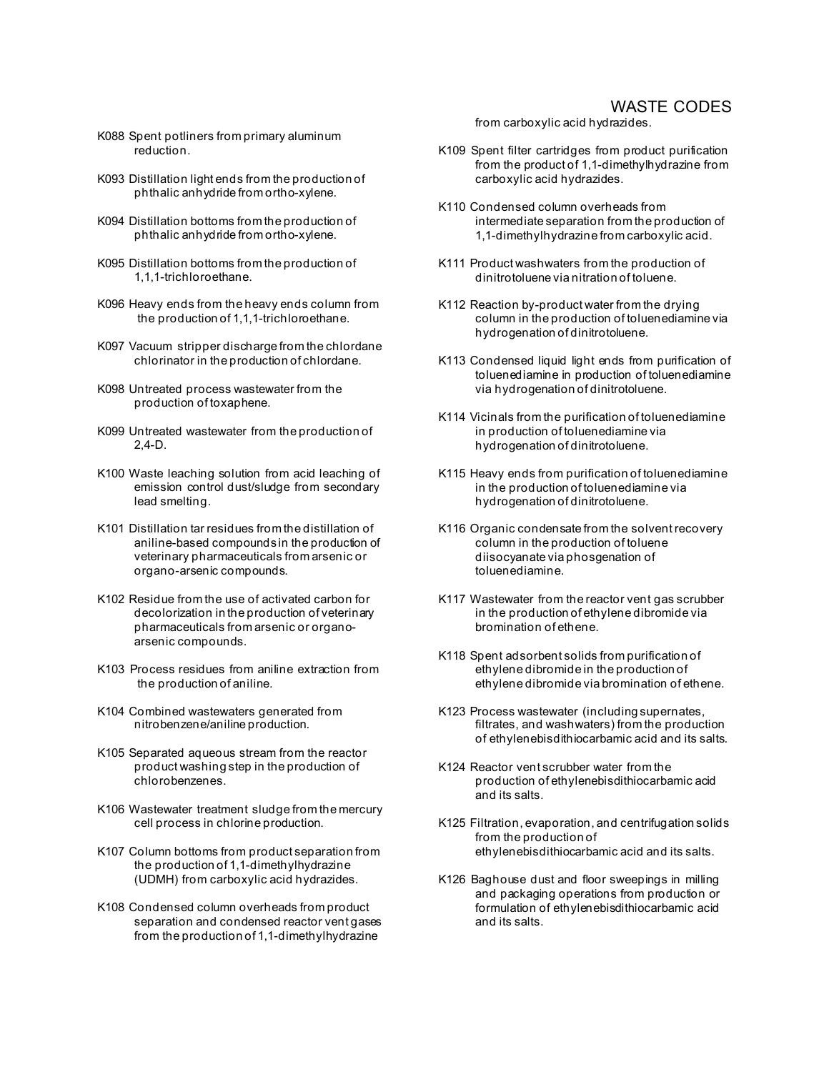K088 Spent potliners from primary aluminum reduction.

K093 Distillation light ends from the production of phthalic anhydride from ortho-xylene.

K094 Distillation bottoms from the production of phthalic anhydride from ortho-xylene.

K095 Distillation bottoms from the production of 1,1,1-trichloroethane.

K096 Heavy ends from the heavy ends column from the production of 1,1,1-trichloroethane.

K097 Vacuum stripper discharge from the chlordane chlorinator in the production of chlordane.

K098 Untreated process wastewater from the production of toxaphene.

K099 Untreated wastewater from the production of 2,4-D.

K100 Waste leaching solution from acid leaching of emission control dust/sludge from secondary lead smelting.

K101 Distillation tar residues from the distillation of aniline-based compounds in the production of veterinary pharmaceuticals from arsenic or organo-arsenic compounds.

K102 Residue from the use of activated carbon for decolorization in the production of veterinary pharmaceuticals from arsenic or organo-arsenic compounds.

K103 Process residues from aniline extraction from the production of aniline.

K104 Combined wastewaters generated from nitrobenzene/aniline production.

K105 Separated aqueous stream from the reactor product washing step in the production of chlorobenzenes.

K106 Wastewater treatment sludge from the mercury cell process in chlorine production.

K107 Column bottoms from product separation from the production of 1,1-dimethylhydrazine (UDMH) from carboxylic acid hydrazides.

K108 Condensed column overheads from product separation and condensed reactor vent gases from the production of 1,1-dimethylhydrazine from carboxylic acid hydrazides.

K109 Spent filter cartridges from product purification from the product of 1,1-dimethylhydrazine from carboxylic acid hydrazides.

K110 Condensed column overheads from intermediate separation from the production of 1,1-dimethylhydrazine from carboxylic acid.

K111 Product washwaters from the production of dinitrotoluene via nitration of toluene.

K112 Reaction by-product water from the drying column in the production of toluenediamine via hydrogenation of dinitrotoluene.

K113 Condensed liquid light ends from purification of toluenediamine in production of toluenediamine via hydrogenation of dinitrotoluene.

K114 Vicinals from the purification of toluenediamine in production of toluenediamine via hydrogenation of dinitrotoluene.

K115 Heavy ends from purification of toluenediamine in the production of toluenediamine via hydrogenation of dinitrotoluene.

K116 Organic condensate from the solvent recovery column in the production of toluene diisocyanate via phosgenation of toluenediamine.

K117 Wastewater from the reactor vent gas scrubber in the production of ethylene dibromide via bromination of ethene.

K118 Spent adsorbent solids from purification of ethylene dibromide in the production of ethylene dibromide via bromination of ethene.

K123 Process wastewater (including supernates, filtrates, and washwaters) from the production of ethylenebisdithiocarbamic acid and its salts.

K124 Reactor vent scrubber water from the production of ethylenebisdithiocarbamic acid and its salts.

K125 Filtration, evaporation, and centrifugation solids from the production of ethylenebisdithiocarbamic acid and its salts.

K126 Baghouse dust and floor sweepings in milling and packaging operations from production or formulation of ethylenebisdithiocarbamic acid and its salts.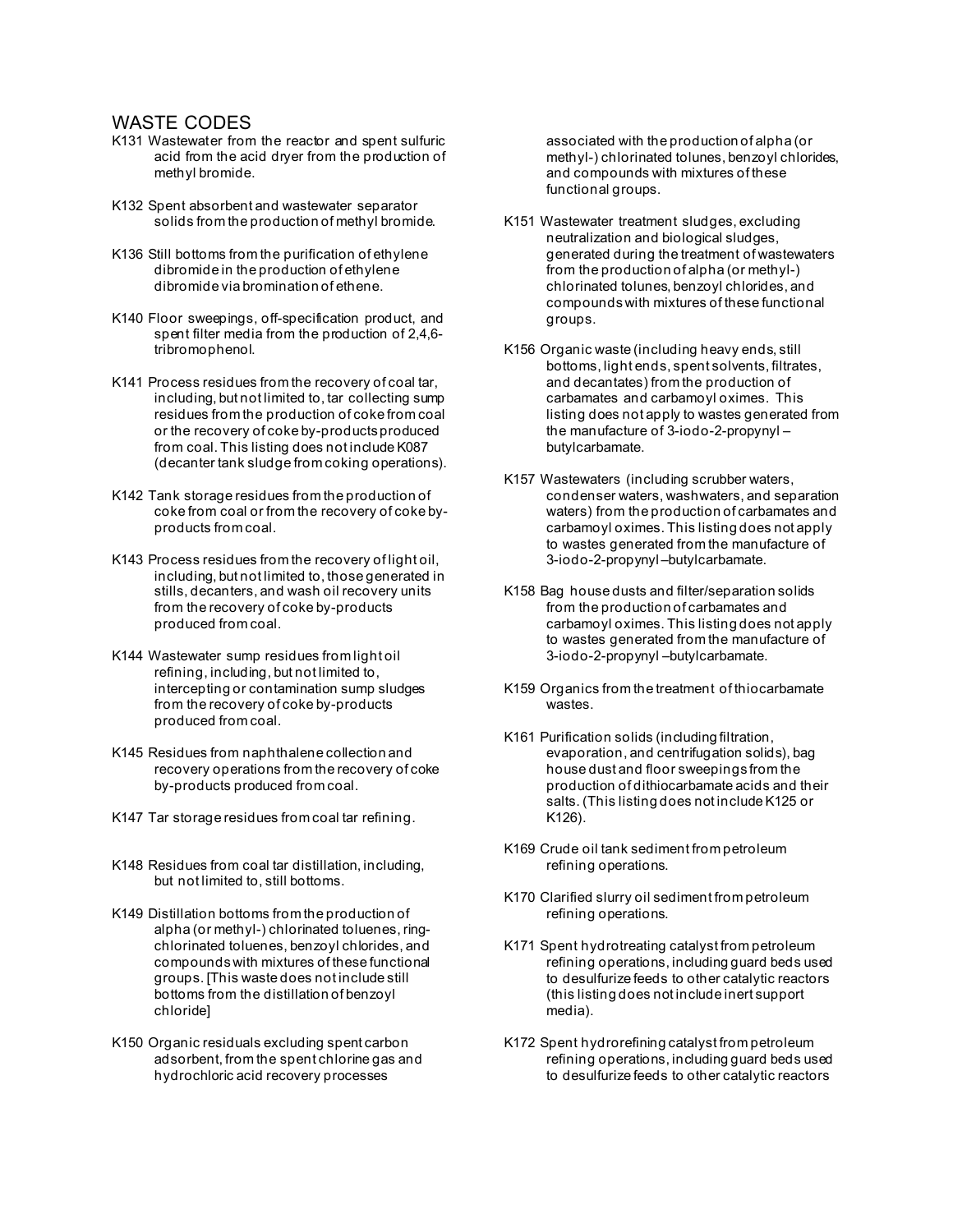## WASTE CODES

K131 Wastewater from the reactor and spent sulfuric acid from the acid dryer from the production of methyl bromide.

K132 Spent absorbent and wastewater separator solids from the production of methyl bromide.

K136 Still bottoms from the purification of ethylene dibromide in the production of ethylene dibromide via bromination of ethene.

K140 Floor sweepings, off-specification product, and spent filter media from the production of 2,4,6-tribromophenol.

K141 Process residues from the recovery of coal tar, including, but not limited to, tar collecting sump residues from the production of coke from coal or the recovery of coke by-products produced from coal. This listing does not include K087 (decanter tank sludge from coking operations).

K142 Tank storage residues from the production of coke from coal or from the recovery of coke by-products from coal.

K143 Process residues from the recovery of light oil, including, but not limited to, those generated in stills, decanters, and wash oil recovery units from the recovery of coke by-products produced from coal.

K144 Wastewater sump residues from light oil refining, including, but not limited to, intercepting or contamination sump sludges from the recovery of coke by-products produced from coal.

K145 Residues from naphthalene collection and recovery operations from the recovery of coke by-products produced from coal.

K147 Tar storage residues from coal tar refining.

K148 Residues from coal tar distillation, including, but not limited to, still bottoms.

K149 Distillation bottoms from the production of alpha (or methyl-) chlorinated toluenes, ring-chlorinated toluenes, benzoyl chlorides, and compounds with mixtures of these functional groups. [This waste does not include still bottoms from the distillation of benzoyl chloride]

K150 Organic residuals excluding spent carbon adsorbent, from the spent chlorine gas and hydrochloric acid recovery processes associated with the production of alpha (or methyl-) chlorinated tolunes, benzoyl chlorides, and compounds with mixtures of these functional groups.

K151 Wastewater treatment sludges, excluding neutralization and biological sludges, generated during the treatment of wastewaters from the production of alpha (or methyl-) chlorinated tolunes, benzoyl chlorides, and compounds with mixtures of these functional groups.

K156 Organic waste (including heavy ends, still bottoms, light ends, spent solvents, filtrates, and decantates) from the production of carbamates and carbamoyl oximes. This listing does not apply to wastes generated from the manufacture of 3-iodo-2-propynyl –butylcarbamate.

K157 Wastewaters (including scrubber waters, condenser waters, washwaters, and separation waters) from the production of carbamates and carbamoyl oximes. This listing does not apply to wastes generated from the manufacture of 3-iodo-2-propynyl –butylcarbamate.

K158 Bag house dusts and filter/separation solids from the production of carbamates and carbamoyl oximes. This listing does not apply to wastes generated from the manufacture of 3-iodo-2-propynyl –butylcarbamate.

K159 Organics from the treatment of thiocarbamate wastes.

K161 Purification solids (including filtration, evaporation, and centrifugation solids), bag house dust and floor sweepings from the production of dithiocarbamate acids and their salts. (This listing does not include K125 or K126).

K169 Crude oil tank sediment from petroleum refining operations.

K170 Clarified slurry oil sediment from petroleum refining operations.

K171 Spent hydrotreating catalyst from petroleum refining operations, including guard beds used to desulfurize feeds to other catalytic reactors (this listing does not include inert support media).

K172 Spent hydrorefining catalyst from petroleum refining operations, including guard beds used to desulfurize feeds to other catalytic reactors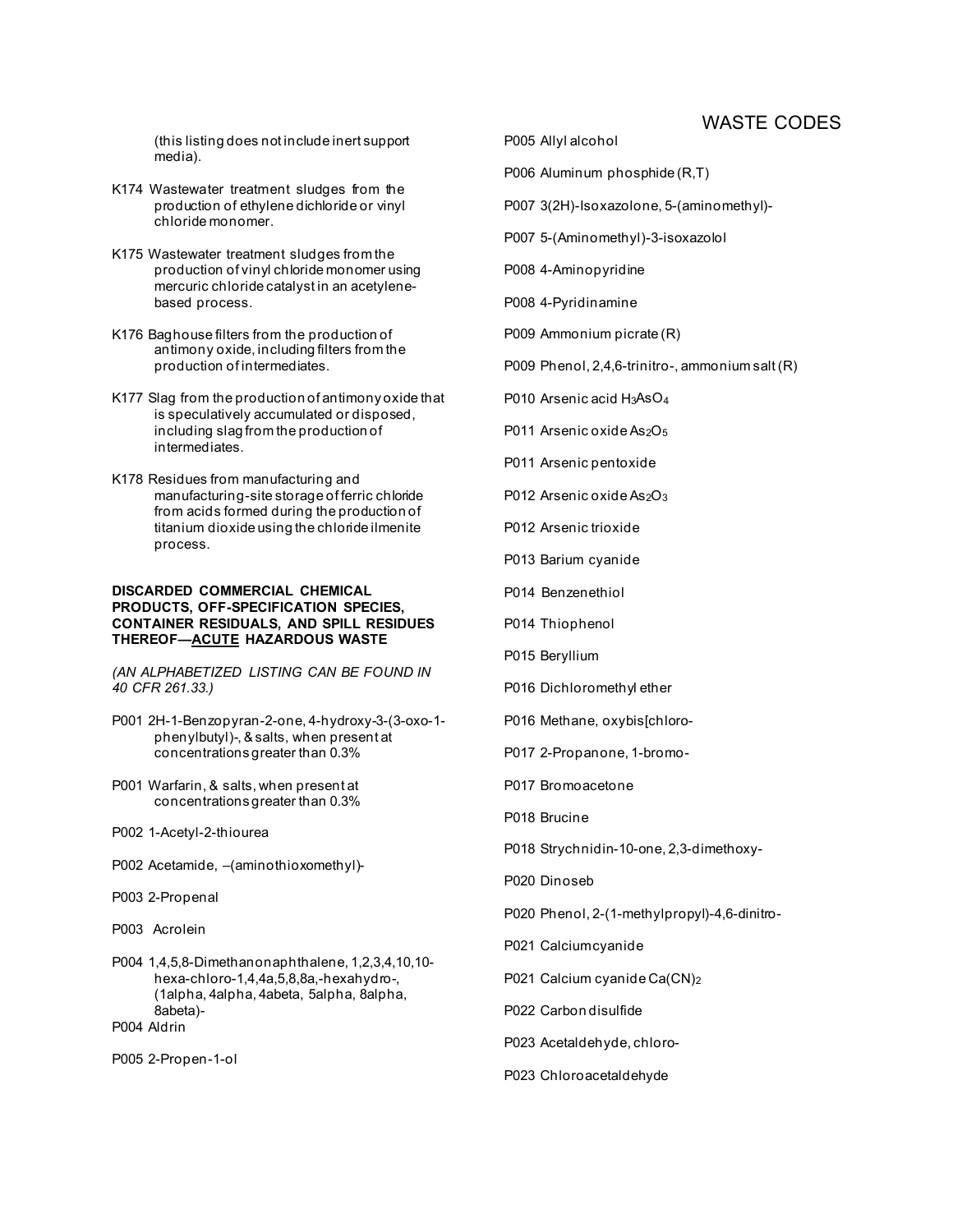(this listing does not include inert support media).

K174 Wastewater treatment sludges from the production of ethylene dichloride or vinyl chloride monomer.

K175 Wastewater treatment sludges from the production of vinyl chloride monomer using mercuric chloride catalyst in an acetylene-based process.

K176 Baghouse filters from the production of antimony oxide, including filters from the production of intermediates.

K177 Slag from the production of antimony oxide that is speculatively accumulated or disposed, including slag from the production of intermediates.

K178 Residues from manufacturing and manufacturing-site storage of ferric chloride from acids formed during the production of titanium dioxide using the chloride ilmenite process.

**DISCARDED COMMERCIAL CHEMICAL PRODUCTS, OFF-SPECIFICATION SPECIES, CONTAINER RESIDUALS, AND SPILL RESIDUES THEREOF—ACUTE HAZARDOUS WASTE**

*(AN ALPHABETIZED LISTING CAN BE FOUND IN 40 CFR 261.33.)*

P001 2H-1-Benzopyran-2-one, 4-hydroxy-3-(3-oxo-1-phenylbutyl)-, & salts, when present at concentrations greater than 0.3%

P001 Warfarin, & salts, when present at concentrations greater than 0.3%

P002 1-Acetyl-2-thiourea

P002 Acetamide, –(aminothioxomethyl)-

P003 2-Propenal

P003 Acrolein

P004 1,4,5,8-Dimethanonaphthalene, 1,2,3,4,10,10-hexa-chloro-1,4,4a,5,8,8a,-hexahydro-, (1alpha, 4alpha, 4abeta, 5alpha, 8alpha, 8abeta)-

P004 Aldrin

P005 2-Propen-1-ol

P005 Allyl alcohol

P006 Aluminum phosphide (R,T)

P007 3(2H)-Isoxazolone, 5-(aminomethyl)-

P007 5-(Aminomethyl)-3-isoxazolol

P008 4-Aminopyridine

P008 4-Pyridinamine

P009 Ammonium picrate (R)

P009 Phenol, 2,4,6-trinitro-, ammonium salt (R)

P010 Arsenic acid $H_3AsO_4$

P011 Arsenic oxide $As_2O_5$

P011 Arsenic pentoxide

P012 Arsenic oxide $As_2O_3$

P012 Arsenic trioxide

P013 Barium cyanide

P014 Benzenethiol

P014 Thiophenol

P015 Beryllium

P016 Dichloromethyl ether

P016 Methane, oxybis[chloro-

P017 2-Propanone, 1-bromo-

P017 Bromoacetone

P018 Brucine

P018 Strychnidin-10-one, 2,3-dimethoxy-

P020 Dinoseb

P020 Phenol, 2-(1-methylpropyl)-4,6-dinitro-

P021 Calcium cyanide

P021 Calcium cyanide $Ca(CN)_2$

P022 Carbon disulfide

P023 Acetaldehyde, chloro-

P023 Chloroacetaldehyde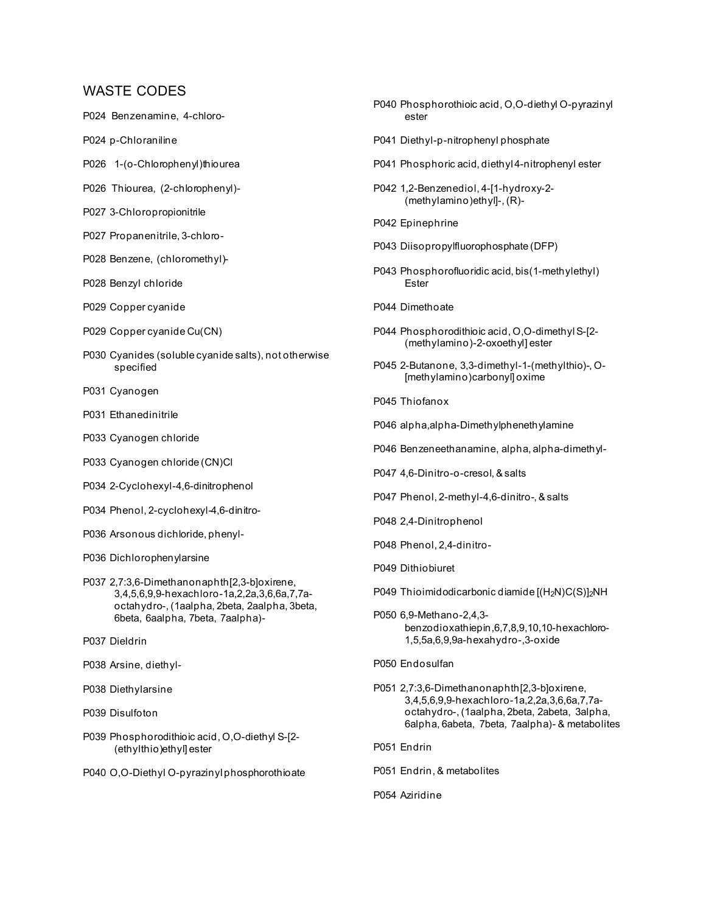## WASTE CODES

P024 Benzenamine, 4-chloro-

P024 p-Chloraniline

P026 1-(o-Chlorophenyl)thiourea

P026 Thiourea, (2-chlorophenyl)-

P027 3-Chloropropionitrile

P027 Propanenitrile, 3-chloro-

P028 Benzene, (chloromethyl)-

P028 Benzyl chloride

P029 Copper cyanide

P029 Copper cyanide Cu(CN)

P030 Cyanides (soluble cyanide salts), not otherwise specified

P031 Cyanogen

P031 Ethanedinitrile

P033 Cyanogen chloride

P033 Cyanogen chloride (CN)Cl

P034 2-Cyclohexyl-4,6-dinitrophenol

P034 Phenol, 2-cyclohexyl-4,6-dinitro-

P036 Arsonous dichloride, phenyl-

P036 Dichlorophenylarsine

P037 2,7:3,6-Dimethanonaphth[2,3-b]oxirene, 3,4,5,6,9,9-hexachloro-1a,2,2a,3,6,6a,7,7a-octahydro-, (1aalpha, 2beta, 2aalpha, 3beta, 6beta, 6aalpha, 7beta, 7aalpha)-

P037 Dieldrin

P038 Arsine, diethyl-

P038 Diethylarsine

P039 Disulfoton

P039 Phosphorodithioic acid, O,O-diethyl S-[2-(ethylthio)ethyl] ester

P040 O,O-Diethyl O-pyrazinyl phosphorothioate

P040 Phosphorothioic acid, O,O-diethyl O-pyrazinyl ester

P041 Diethyl-p-nitrophenyl phosphate

P041 Phosphoric acid, diethyl 4-nitrophenyl ester

P042 1,2-Benzenediol, 4-[1-hydroxy-2-(methylamino)ethyl]-, (R)-

P042 Epinephrine

P043 Diisopropylfluorophosphate (DFP)

P043 Phosphorofluoridic acid, bis(1-methylethyl) Ester

P044 Dimethoate

P044 Phosphorodithioic acid, O,O-dimethyl S-[2-(methylamino)-2-oxoethyl] ester

P045 2-Butanone, 3,3-dimethyl-1-(methylthio)-, O-[methylamino)carbonyl] oxime

P045 Thiofanox

P046 alpha,alpha-Dimethylphenethylamine

P046 Benzeneethanamine, alpha, alpha-dimethyl-

P047 4,6-Dinitro-o-cresol, & salts

P047 Phenol, 2-methyl-4,6-dinitro-, & salts

P048 2,4-Dinitrophenol

P048 Phenol, 2,4-dinitro-

P049 Dithiobiuret

P049 Thioimidodicarbonic diamide $[(H_2N)C(S)]_2NH$

P050 6,9-Methano-2,4,3-benzodioxathiepin,6,7,8,9,10,10-hexachloro-1,5,5a,6,9,9a-hexahydro-,3-oxide

P050 Endosulfan

P051 2,7:3,6-Dimethanonaphth[2,3-b]oxirene, 3,4,5,6,9,9-hexachloro-1a,2,2a,3,6,6a,7,7a-octahydro-, (1aalpha, 2beta, 2abeta, 3alpha, 6alpha, 6abeta, 7beta, 7aalpha)- & metabolites

P051 Endrin

P051 Endrin, & metabolites

P054 Aziridine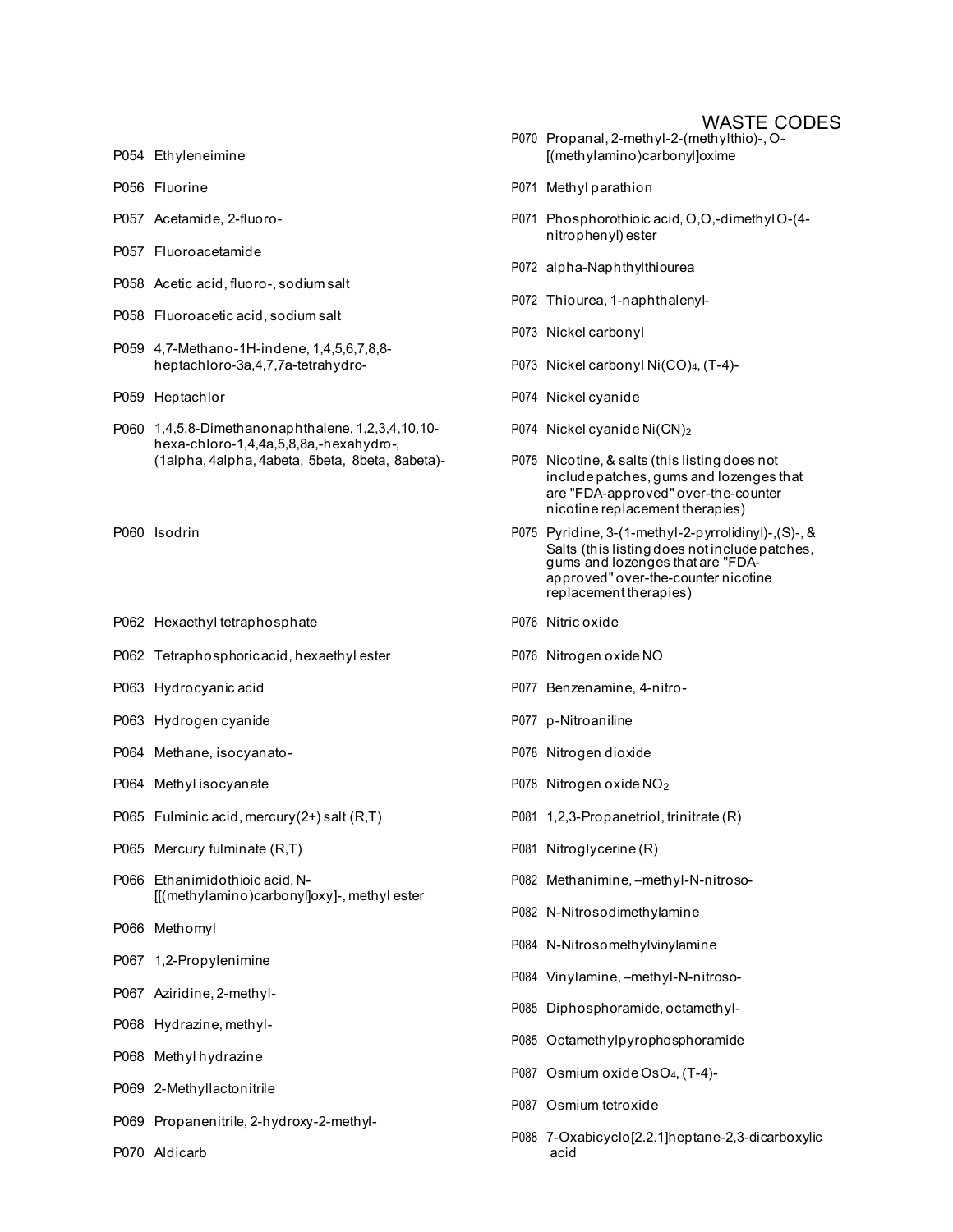WASTE CODES

P054 Ethyleneimine

P056 Fluorine

P057 Acetamide, 2-fluoro-

P057 Fluoroacetamide

P058 Acetic acid, fluoro-, sodium salt

P058 Fluoroacetic acid, sodium salt

P059 4,7-Methano-1H-indene, 1,4,5,6,7,8,8-heptachloro-3a,4,7,7a-tetrahydro-

P059 Heptachlor

P060 1,4,5,8-Dimethanonaphthalene, 1,2,3,4,10,10-hexa-chloro-1,4,4a,5,8,8a,-hexahydro-, (1alpha, 4alpha, 4abeta, 5beta, 8beta, 8abeta)-

P060 Isodrin

P062 Hexaethyl tetraphosphate

P062 Tetraphosphoric acid, hexaethyl ester

P063 Hydrocyanic acid

P063 Hydrogen cyanide

P064 Methane, isocyanato-

P064 Methyl isocyanate

P065 Fulminic acid, mercury(2+) salt (R,T)

P065 Mercury fulminate (R,T)

P066 Ethanimidothioic acid, N-[[(methylamino)carbonyl]oxy]-, methyl ester

P066 Methomyl

P067 1,2-Propylenimine

P067 Aziridine, 2-methyl-

P068 Hydrazine, methyl-

P068 Methyl hydrazine

P069 2-Methyllactonitrile

P069 Propanenitrile, 2-hydroxy-2-methyl-

P070 Aldicarb

P070 Propanal, 2-methyl-2-(methylthio)-, O-[(methylamino)carbonyl]oxime

P071 Methyl parathion

P071 Phosphorothioic acid, O,O,-dimethyl O-(4-nitrophenyl) ester

P072 alpha-Naphthylthiourea

P072 Thiourea, 1-naphthalenyl-

P073 Nickel carbonyl

P073 Nickel carbonyl $Ni(CO)_4$, (T-4)-

P074 Nickel cyanide

P074 Nickel cyanide $Ni(CN)_2$

P075 Nicotine, & salts (this listing does not include patches, gums and lozenges that are "FDA-approved" over-the-counter nicotine replacement therapies)

P075 Pyridine, 3-(1-methyl-2-pyrrolidinyl)-,(S)-, & Salts (this listing does not include patches, gums and lozenges that are "FDA-approved" over-the-counter nicotine replacement therapies)

P076 Nitric oxide

P076 Nitrogen oxide NO

P077 Benzenamine, 4-nitro-

P077 p-Nitroaniline

P078 Nitrogen dioxide

P078 Nitrogen oxide $NO_2$

P081 1,2,3-Propanetriol, trinitrate (R)

P081 Nitroglycerine (R)

P082 Methanimine, –methyl-N-nitroso-

P082 N-Nitrosodimethylamine

P084 N-Nitrosomethylvinylamine

P084 Vinylamine, –methyl-N-nitroso-

P085 Diphosphoramide, octamethyl-

P085 Octamethylpyrophosphoramide

P087 Osmium oxide $OsO_4$, (T-4)-

P087 Osmium tetroxide

P088 7-Oxabicyclo[2.2.1]heptane-2,3-dicarboxylic acid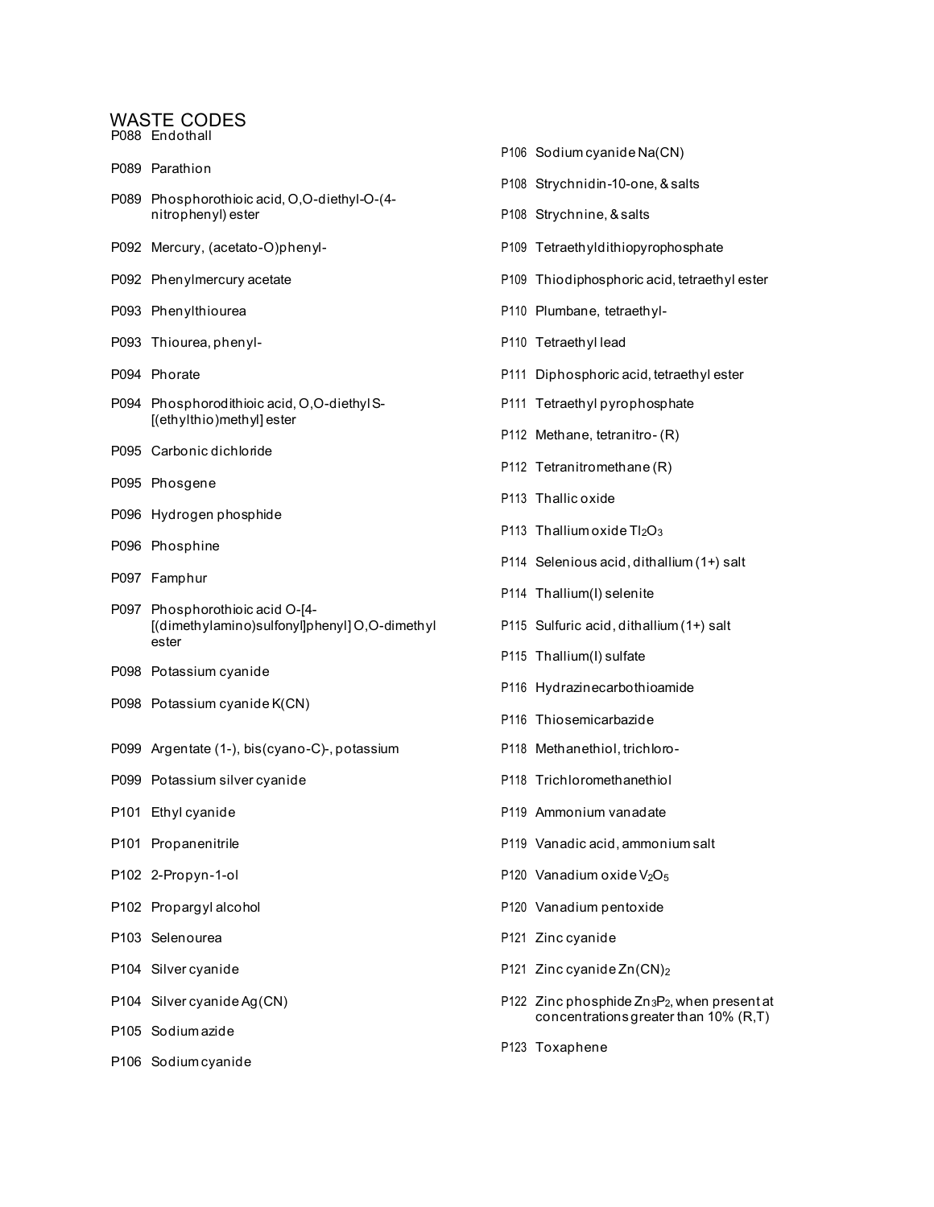## WASTE CODES

P088 Endothall

P089 Parathion

P089 Phosphorothioic acid, O,O-diethyl-O-(4-nitrophenyl) ester

P092 Mercury, (acetato-O)phenyl-

P092 Phenylmercury acetate

P093 Phenylthiourea

P093 Thiourea, phenyl-

P094 Phorate

P094 Phosphorodithioic acid, O,O-diethyl S-[(ethylthio)methyl] ester

P095 Carbonic dichloride

P095 Phosgene

P096 Hydrogen phosphide

P096 Phosphine

P097 Famphur

P097 Phosphorothioic acid O-[4-[(dimethylamino)sulfonyl]phenyl] O,O-dimethyl ester

P098 Potassium cyanide

P098 Potassium cyanide K(CN)

P099 Argentate (1-), bis(cyano-C)-, potassium

P099 Potassium silver cyanide

P101 Ethyl cyanide

P101 Propanenitrile

P102 2-Propyn-1-ol

P102 Propargyl alcohol

P103 Selenourea

P104 Silver cyanide

P104 Silver cyanide Ag(CN)

P105 Sodium azide

P106 Sodium cyanide

P106 Sodium cyanide Na(CN)

P108 Strychnidin-10-one, & salts

P108 Strychnine, & salts

P109 Tetraethyldithiopyrophosphate

P109 Thiodiphosphoric acid, tetraethyl ester

P110 Plumbane, tetraethyl-

P110 Tetraethyl lead

P111 Diphosphoric acid, tetraethyl ester

P111 Tetraethyl pyrophosphate

P112 Methane, tetranitro- (R)

P112 Tetranitromethane (R)

P113 Thallic oxide

P113 Thallium oxide $Tl_2O_3$

P114 Selenious acid, dithallium (1+) salt

P114 Thallium(I) selenite

P115 Sulfuric acid, dithallium (1+) salt

P115 Thallium(I) sulfate

P116 Hydrazinecarbothioamide

P116 Thiosemicarbazide

P118 Methanethiol, trichloro-

P118 Trichloromethanethiol

P119 Ammonium vanadate

P119 Vanadic acid, ammonium salt

P120 Vanadium oxide $V_2O_5$

P120 Vanadium pentoxide

P121 Zinc cyanide

P121 Zinc cyanide $Zn(CN)_2$

P122 Zinc phosphide $Zn_3P_2$, when present at concentrations greater than 10% (R,T)

P123 Toxaphene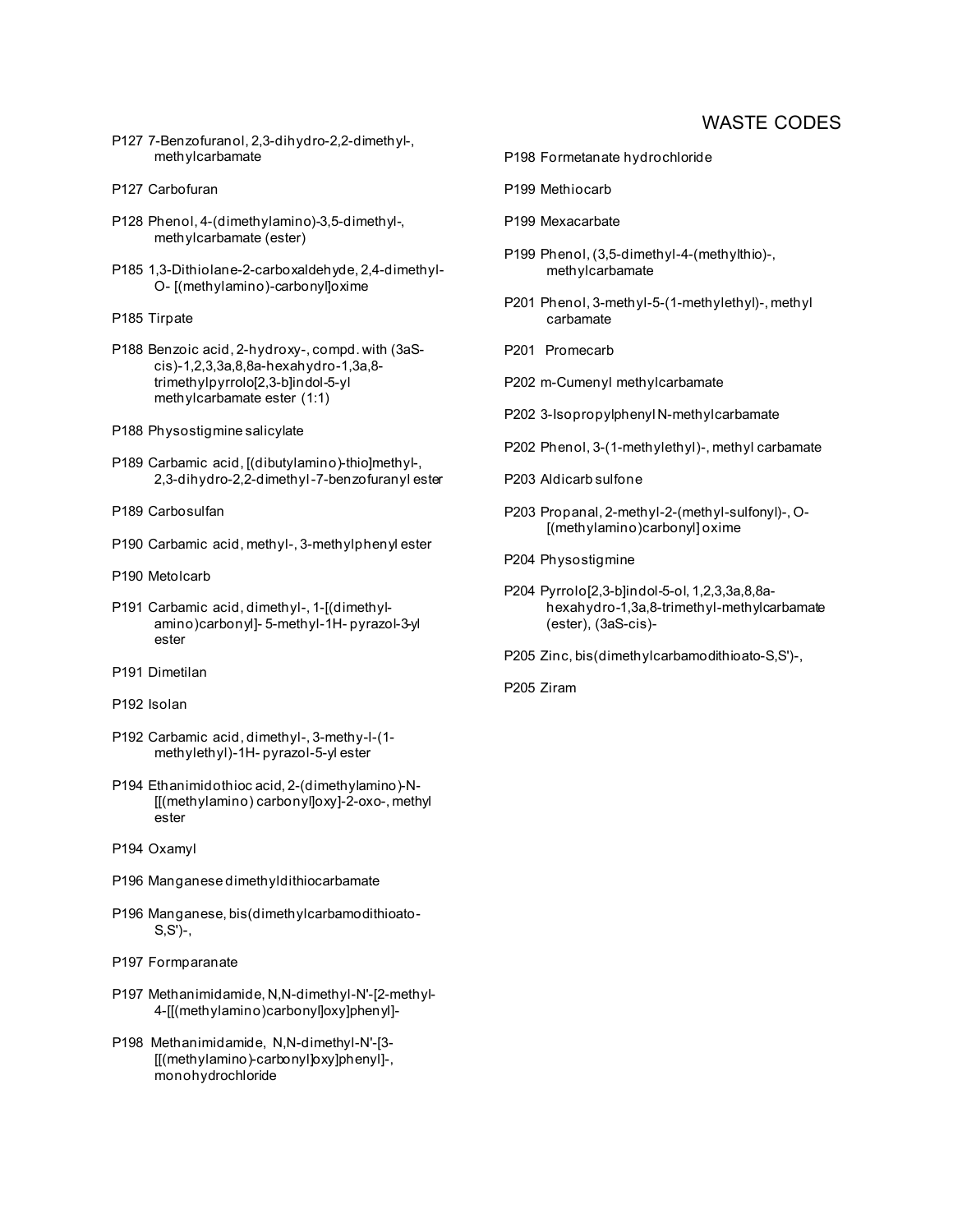P127 7-Benzofuranol, 2,3-dihydro-2,2-dimethyl-, methylcarbamate

P127 Carbofuran

P128 Phenol, 4-(dimethylamino)-3,5-dimethyl-, methylcarbamate (ester)

P185 1,3-Dithiolane-2-carboxaldehyde, 2,4-dimethyl-O- [(methylamino)-carbonyl]oxime

P185 Tirpate

P188 Benzoic acid, 2-hydroxy-, compd. with (3aS-cis)-1,2,3,3a,8,8a-hexahydro-1,3a,8-trimethylpyrrolo[2,3-b]indol-5-yl methylcarbamate ester (1:1)

P188 Physostigmine salicylate

P189 Carbamic acid, [(dibutylamino)-thio]methyl-, 2,3-dihydro-2,2-dimethyl-7-benzofuranyl ester

P189 Carbosulfan

P190 Carbamic acid, methyl-, 3-methylphenyl ester

P190 Metolcarb

P191 Carbamic acid, dimethyl-, 1-[(dimethyl-amino)carbonyl]- 5-methyl-1H- pyrazol-3-yl ester

P191 Dimetilan

P192 Isolan

P192 Carbamic acid, dimethyl-, 3-methy-l-(1-methylethyl)-1H- pyrazol-5-yl ester

P194 Ethanimidothioc acid, 2-(dimethylamino)-N-[[(methylamino) carbonyl]oxy]-2-oxo-, methyl ester

P194 Oxamyl

P196 Manganese dimethyldithiocarbamate

P196 Manganese, bis(dimethylcarbamodithioato-S,S')-,

P197 Formparanate

P197 Methanimidamide, N,N-dimethyl-N'-[2-methyl-4-[[(methylamino)carbonyl]oxy]phenyl]-

P198 Methanimidamide, N,N-dimethyl-N'-[3-[[(methylamino)-carbonyl]oxy]phenyl]-, monohydrochloride

P198 Formetanate hydrochloride

P199 Methiocarb

P199 Mexacarbate

P199 Phenol, (3,5-dimethyl-4-(methylthio)-, methylcarbamate

P201 Phenol, 3-methyl-5-(1-methylethyl)-, methyl carbamate

P201 Promecarb

P202 m-Cumenyl methylcarbamate

P202 3-Isopropylphenyl N-methylcarbamate

P202 Phenol, 3-(1-methylethyl)-, methyl carbamate

P203 Aldicarb sulfone

P203 Propanal, 2-methyl-2-(methyl-sulfonyl)-, O-[(methylamino)carbonyl] oxime

P204 Physostigmine

P204 Pyrrolo[2,3-b]indol-5-ol, 1,2,3,3a,8,8a-hexahydro-1,3a,8-trimethyl-methylcarbamate (ester), (3aS-cis)-

P205 Zinc, bis(dimethylcarbamodithioato-S,S')-,

P205 Ziram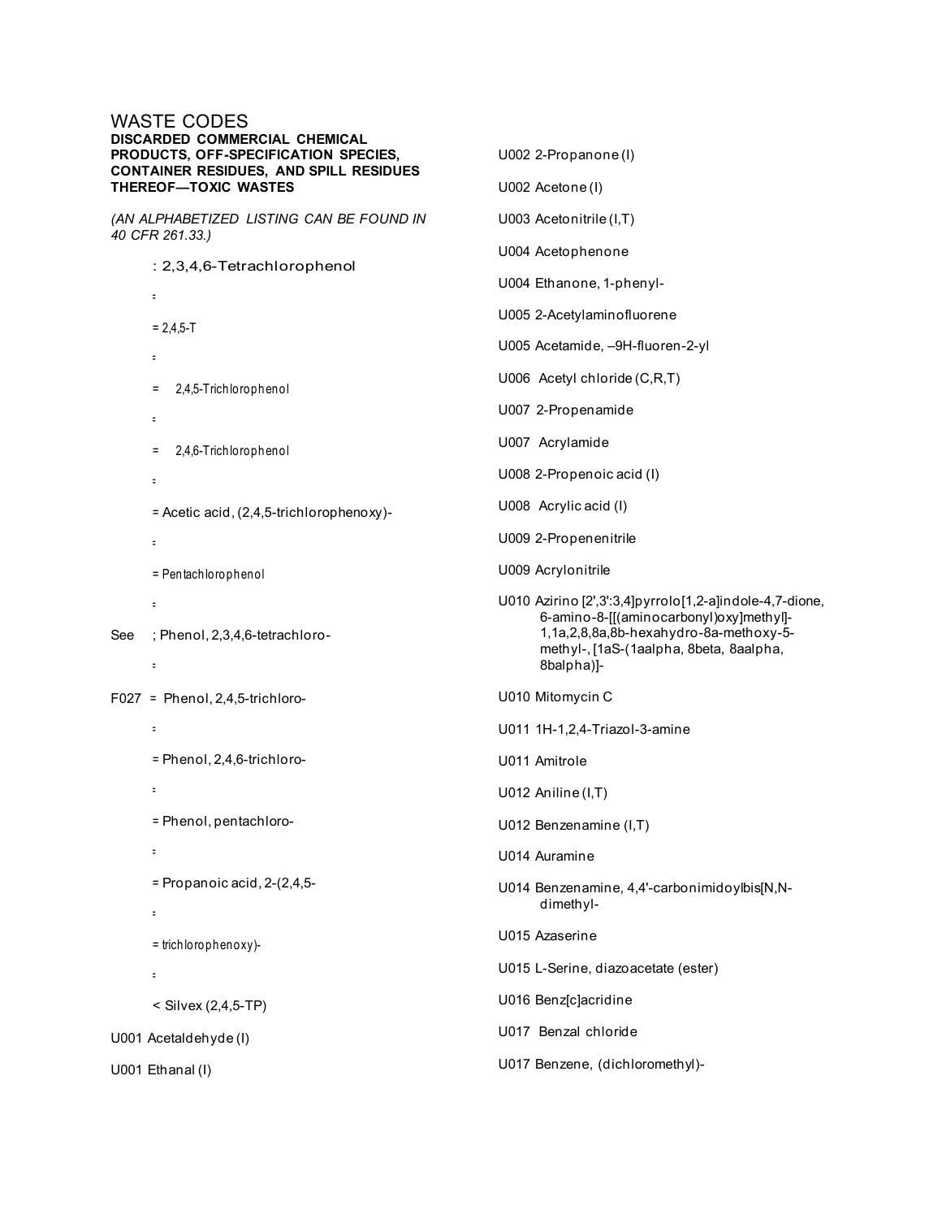# WASTE CODES

**DISCARDED COMMERCIAL CHEMICAL PRODUCTS, OFF-SPECIFICATION SPECIES, CONTAINER RESIDUES, AND SPILL RESIDUES THEREOF—TOXIC WASTES**

*(AN ALPHABETIZED LISTING CAN BE FOUND IN 40 CFR 261.33.)*

: 2,3,4,6-Tetrachlorophenol

=

= 2,4,5-T

=

= 2,4,5-Trichlorophenol

=

= 2,4,6-Trichlorophenol

=

= Acetic acid, (2,4,5-trichlorophenoxy)-

=

= Pentachlorophenol

=

See ; Phenol, 2,3,4,6-tetrachloro-

=

F027 = Phenol, 2,4,5-trichloro-

=

= Phenol, 2,4,6-trichloro-

=

= Phenol, pentachloro-

=

= Propanoic acid, 2-(2,4,5-

=

= trichlorophenoxy)-

=

< Silvex (2,4,5-TP)

U001 Acetaldehyde (I)

U001 Ethanal (I)

U002 2-Propanone (I)

U002 Acetone (I)

U003 Acetonitrile (I,T)

U004 Acetophenone

U004 Ethanone, 1-phenyl-

U005 2-Acetylaminofluorene

U005 Acetamide, –9H-fluoren-2-yl

U006 Acetyl chloride (C,R,T)

U007 2-Propenamide

U007 Acrylamide

U008 2-Propenoic acid (I)

U008 Acrylic acid (I)

U009 2-Propenenitrile

U009 Acrylonitrile

U010 Azirino [2',3':3,4]pyrrolo[1,2-a]indole-4,7-dione, 6-amino-8-[[(aminocarbonyl)oxy]methyl]-1,1a,2,8,8a,8b-hexahydro-8a-methoxy-5-methyl-, [1aS-(1aalpha, 8beta, 8aalpha, 8balpha)]-

U010 Mitomycin C

U011 1H-1,2,4-Triazol-3-amine

U011 Amitrole

U012 Aniline (I,T)

U012 Benzenamine (I,T)

U014 Auramine

U014 Benzenamine, 4,4'-carbonimidoylbis[N,N-dimethyl-

U015 Azaserine

U015 L-Serine, diazoacetate (ester)

U016 Benz[c]acridine

U017 Benzal chloride

U017 Benzene, (dichloromethyl)-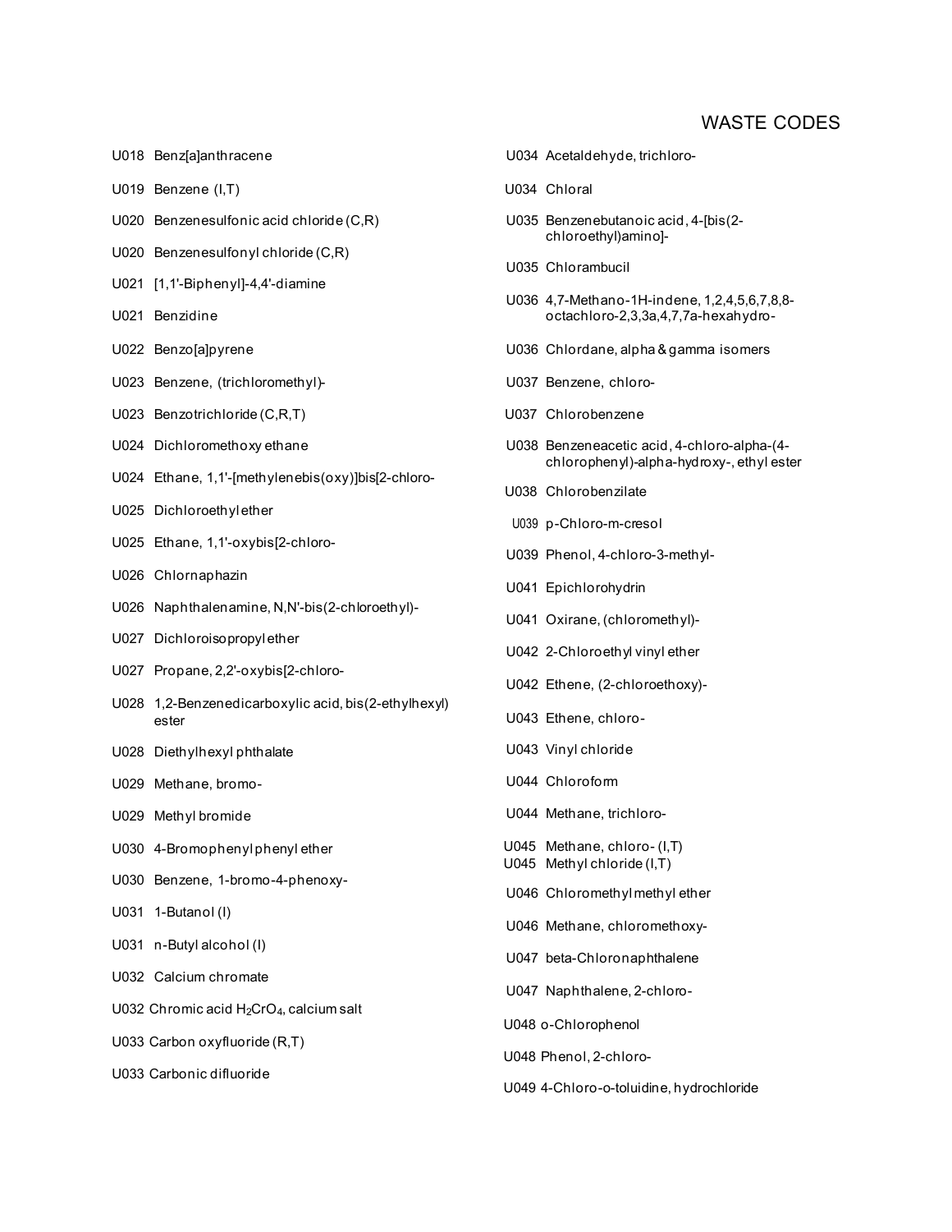## WASTE CODES

U018 Benz[a]anthracene

U019 Benzene (I,T)

U020 Benzenesulfonic acid chloride (C,R)

U020 Benzenesulfonyl chloride (C,R)

U021 [1,1'-Biphenyl]-4,4'-diamine

U021 Benzidine

U022 Benzo[a]pyrene

U023 Benzene, (trichloromethyl)-

U023 Benzotrichloride (C,R,T)

U024 Dichloromethoxy ethane

U024 Ethane, 1,1'-[methylenebis(oxy)]bis[2-chloro-

U025 Dichloroethyl ether

U025 Ethane, 1,1'-oxybis[2-chloro-

U026 Chlornaphazin

U026 Naphthalenamine, N,N'-bis(2-chloroethyl)-

U027 Dichloroisopropyl ether

U027 Propane, 2,2'-oxybis[2-chloro-

U028 1,2-Benzenedicarboxylic acid, bis(2-ethylhexyl) ester

U028 Diethylhexyl phthalate

U029 Methane, bromo-

U029 Methyl bromide

U030 4-Bromophenyl phenyl ether

U030 Benzene, 1-bromo-4-phenoxy-

U031 1-Butanol (I)

U031 n-Butyl alcohol (I)

U032 Calcium chromate

U032 Chromic acid $H_2CrO_4$, calcium salt

U033 Carbon oxyfluoride (R,T)

U033 Carbonic difluoride

U034 Acetaldehyde, trichloro-

U034 Chloral

U035 Benzenebutanoic acid, 4-[bis(2-chloroethyl)amino]-

U035 Chlorambucil

U036 4,7-Methano-1H-indene, 1,2,4,5,6,7,8,8-octachloro-2,3,3a,4,7,7a-hexahydro-

U036 Chlordane, alpha & gamma isomers

U037 Benzene, chloro-

U037 Chlorobenzene

U038 Benzeneacetic acid, 4-chloro-alpha-(4-chlorophenyl)-alpha-hydroxy-, ethyl ester

U038 Chlorobenzilate

U039 p-Chloro-m-cresol

U039 Phenol, 4-chloro-3-methyl-

U041 Epichlorohydrin

U041 Oxirane, (chloromethyl)-

U042 2-Chloroethyl vinyl ether

U042 Ethene, (2-chloroethoxy)-

U043 Ethene, chloro-

U043 Vinyl chloride

U044 Chloroform

U044 Methane, trichloro-

U045 Methane, chloro- (I,T)

U045 Methyl chloride (I,T)

U046 Chloromethyl methyl ether

U046 Methane, chloromethoxy-

U047 beta-Chloronaphthalene

U047 Naphthalene, 2-chloro-

U048 o-Chlorophenol

U048 Phenol, 2-chloro-

U049 4-Chloro-o-toluidine, hydrochloride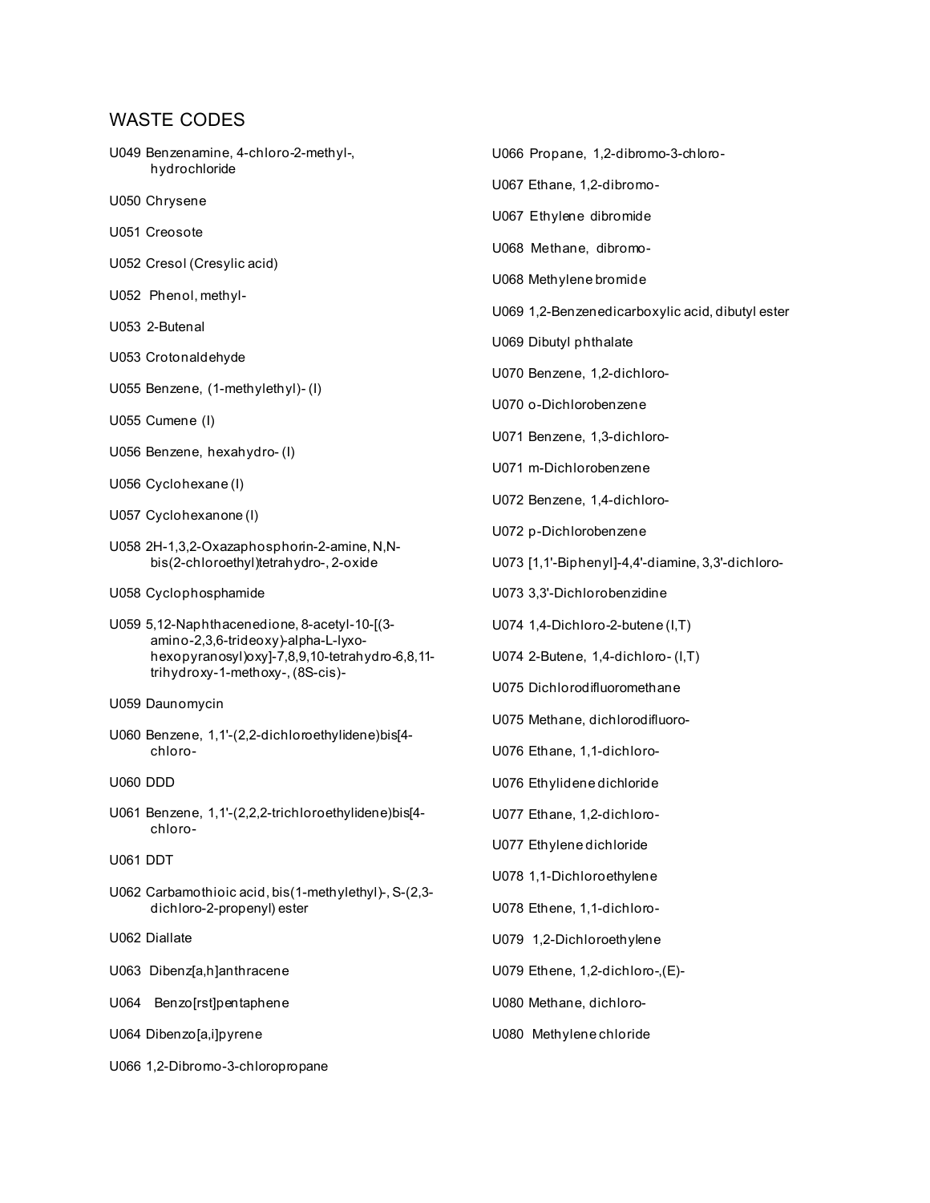## WASTE CODES

U049 Benzenamine, 4-chloro-2-methyl-, hydrochloride

U050 Chrysene

U051 Creosote

U052 Cresol (Cresylic acid)

U052 Phenol, methyl-

U053 2-Butenal

U053 Crotonaldehyde

U055 Benzene, (1-methylethyl)- (I)

U055 Cumene (I)

U056 Benzene, hexahydro- (I)

U056 Cyclohexane (I)

U057 Cyclohexanone (I)

U058 2H-1,3,2-Oxazaphosphorin-2-amine, N,N-bis(2-chloroethyl)tetrahydro-, 2-oxide

U058 Cyclophosphamide

U059 5,12-Naphthacenedione, 8-acetyl-10-[(3-amino-2,3,6-trideoxy)-alpha-L-lyxo-hexopyranosyl)oxy]-7,8,9,10-tetrahydro-6,8,11-trihydroxy-1-methoxy-, (8S-cis)-

U059 Daunomycin

U060 Benzene, 1,1'-(2,2-dichloroethylidene)bis[4-chloro-

U060 DDD

U061 Benzene, 1,1'-(2,2,2-trichloroethylidene)bis[4-chloro-

U061 DDT

U062 Carbamothioic acid, bis(1-methylethyl)-, S-(2,3-dichloro-2-propenyl) ester

U062 Diallate

U063 Dibenz[a,h]anthracene

U064 Benzo[rst]pentaphene

U064 Dibenzo[a,i]pyrene

U066 1,2-Dibromo-3-chloropropane

U066 Propane, 1,2-dibromo-3-chloro-

U067 Ethane, 1,2-dibromo-

U067 Ethylene dibromide

U068 Methane, dibromo-

U068 Methylene bromide

U069 1,2-Benzenedicarboxylic acid, dibutyl ester

U069 Dibutyl phthalate

U070 Benzene, 1,2-dichloro-

U070 o-Dichlorobenzene

U071 Benzene, 1,3-dichloro-

U071 m-Dichlorobenzene

U072 Benzene, 1,4-dichloro-

U072 p-Dichlorobenzene

U073 [1,1'-Biphenyl]-4,4'-diamine, 3,3'-dichloro-

U073 3,3'-Dichlorobenzidine

U074 1,4-Dichloro-2-butene (I,T)

U074 2-Butene, 1,4-dichloro- (I,T)

U075 Dichlorodifluoromethane

U075 Methane, dichlorodifluoro-

U076 Ethane, 1,1-dichloro-

U076 Ethylidene dichloride

U077 Ethane, 1,2-dichloro-

U077 Ethylene dichloride

U078 1,1-Dichloroethylene

U078 Ethene, 1,1-dichloro-

U079 1,2-Dichloroethylene

U079 Ethene, 1,2-dichloro-,(E)-

U080 Methane, dichloro-

U080 Methylene chloride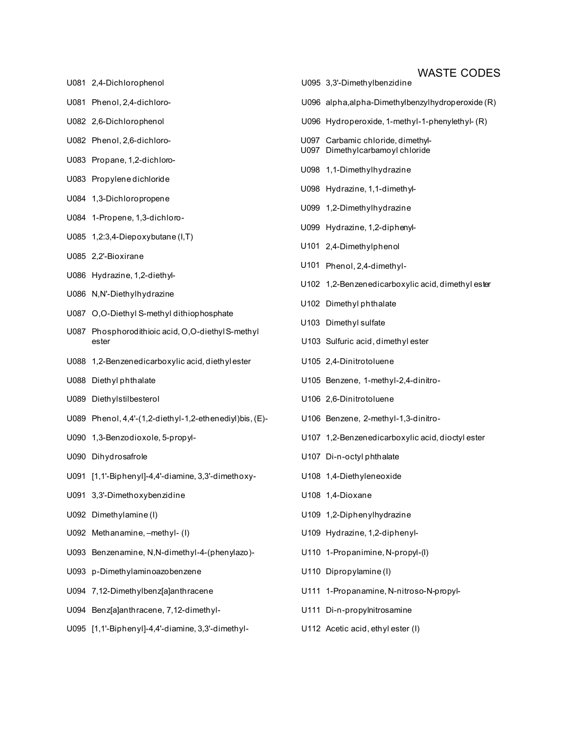U081 2,4-Dichlorophenol

U081 Phenol, 2,4-dichloro-

U082 2,6-Dichlorophenol

U082 Phenol, 2,6-dichloro-

U083 Propane, 1,2-dichloro-

U083 Propylene dichloride

U084 1,3-Dichloropropene

U084 1-Propene, 1,3-dichloro-

U085 1,2:3,4-Diepoxybutane (I,T)

U085 2,2'-Bioxirane

U086 Hydrazine, 1,2-diethyl-

U086 N,N'-Diethylhydrazine

U087 O,O-Diethyl S-methyl dithiophosphate

U087 Phosphorodithioic acid, O,O-diethyl S-methyl ester

U088 1,2-Benzenedicarboxylic acid, diethyl ester

U088 Diethyl phthalate

U089 Diethylstilbesterol

U089 Phenol, 4,4'-(1,2-diethyl-1,2-ethenediyl)bis, (E)-

U090 1,3-Benzodioxole, 5-propyl-

U090 Dihydrosafrole

U091 [1,1'-Biphenyl]-4,4'-diamine, 3,3'-dimethoxy-

U091 3,3'-Dimethoxybenzidine

U092 Dimethylamine (I)

U092 Methanamine, –methyl- (I)

U093 Benzenamine, N,N-dimethyl-4-(phenylazo)-

U093 p-Dimethylaminoazobenzene

U094 7,12-Dimethylbenz[a]anthracene

U094 Benz[a]anthracene, 7,12-dimethyl-

U095 [1,1'-Biphenyl]-4,4'-diamine, 3,3'-dimethyl-

U095 3,3'-Dimethylbenzidine

U096 alpha,alpha-Dimethylbenzylhydroperoxide (R)

U096 Hydroperoxide, 1-methyl-1-phenylethyl- (R)

U097 Carbamic chloride, dimethyl-

U097 Dimethylcarbamoyl chloride

U098 1,1-Dimethylhydrazine

U098 Hydrazine, 1,1-dimethyl-

U099 1,2-Dimethylhydrazine

U099 Hydrazine, 1,2-diphenyl-

U101 2,4-Dimethylphenol

U101 Phenol, 2,4-dimethyl-

U102 1,2-Benzenedicarboxylic acid, dimethyl ester

U102 Dimethyl phthalate

U103 Dimethyl sulfate

U103 Sulfuric acid, dimethyl ester

U105 2,4-Dinitrotoluene

U105 Benzene, 1-methyl-2,4-dinitro-

U106 2,6-Dinitrotoluene

U106 Benzene, 2-methyl-1,3-dinitro-

U107 1,2-Benzenedicarboxylic acid, dioctyl ester

U107 Di-n-octyl phthalate

U108 1,4-Diethyleneoxide

U108 1,4-Dioxane

U109 1,2-Diphenylhydrazine

U109 Hydrazine, 1,2-diphenyl-

U110 1-Propanimine, N-propyl-(I)

U110 Dipropylamine (I)

U111 1-Propanamine, N-nitroso-N-propyl-

U111 Di-n-propylnitrosamine

U112 Acetic acid, ethyl ester (I)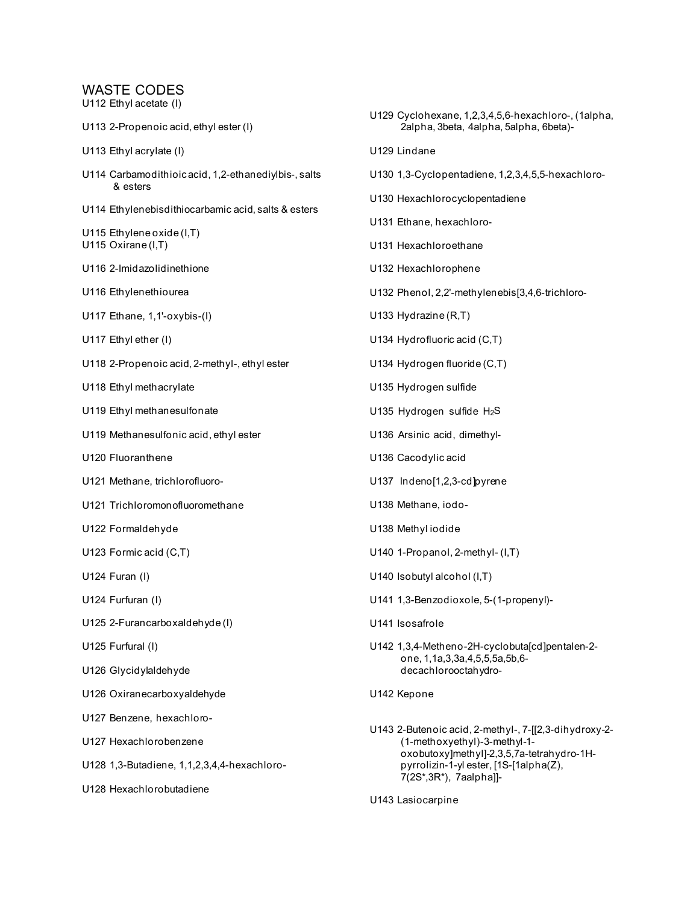## WASTE CODES

U112 Ethyl acetate (I)

U113 2-Propenoic acid, ethyl ester (I)

U113 Ethyl acrylate (I)

U114 Carbamodithioic acid, 1,2-ethanediylbis-, salts & esters

U114 Ethylenebisdithiocarbamic acid, salts & esters

U115 Ethylene oxide (I,T)

U115 Oxirane (I,T)

U116 2-Imidazolidinethione

U116 Ethylenethiourea

U117 Ethane, 1,1'-oxybis-(I)

U117 Ethyl ether (I)

U118 2-Propenoic acid, 2-methyl-, ethyl ester

U118 Ethyl methacrylate

U119 Ethyl methanesulfonate

U119 Methanesulfonic acid, ethyl ester

U120 Fluoranthene

U121 Methane, trichlorofluoro-

U121 Trichloromonofluoromethane

U122 Formaldehyde

U123 Formic acid (C,T)

U124 Furan (I)

U124 Furfuran (I)

U125 2-Furancarboxaldehyde (I)

U125 Furfural (I)

U126 Glycidylaldehyde

U126 Oxiranecarboxyaldehyde

U127 Benzene, hexachloro-

U127 Hexachlorobenzene

U128 1,3-Butadiene, 1,1,2,3,4,4-hexachloro-

U128 Hexachlorobutadiene

U129 Cyclohexane, 1,2,3,4,5,6-hexachloro-, (1alpha, 2alpha, 3beta, 4alpha, 5alpha, 6beta)-

U129 Lindane

U130 1,3-Cyclopentadiene, 1,2,3,4,5,5-hexachloro-

U130 Hexachlorocyclopentadiene

U131 Ethane, hexachloro-

U131 Hexachloroethane

U132 Hexachlorophene

U132 Phenol, 2,2'-methylenebis[3,4,6-trichloro-

U133 Hydrazine (R,T)

U134 Hydrofluoric acid (C,T)

U134 Hydrogen fluoride (C,T)

U135 Hydrogen sulfide

U135 Hydrogen sulfide $H_2S$

U136 Arsinic acid, dimethyl-

U136 Cacodylic acid

U137 Indeno[1,2,3-cd]pyrene

U138 Methane, iodo-

U138 Methyl iodide

U140 1-Propanol, 2-methyl- (I,T)

U140 Isobutyl alcohol (I,T)

U141 1,3-Benzodioxole, 5-(1-propenyl)-

U141 Isosafrole

U142 1,3,4-Metheno-2H-cyclobuta[cd]pentalen-2-one, 1,1a,3,3a,4,5,5,5a,5b,6-decachlorooctahydro-

U142 Kepone

U143 2-Butenoic acid, 2-methyl-, 7-[[2,3-dihydroxy-2-(1-methoxyethyl)-3-methyl-1-oxobutoxy]methyl]-2,3,5,7a-tetrahydro-1H-pyrrolizin-1-yl ester, [1S-[1alpha(Z), 7(2S*,3R*), 7aalpha]]-

U143 Lasiocarpine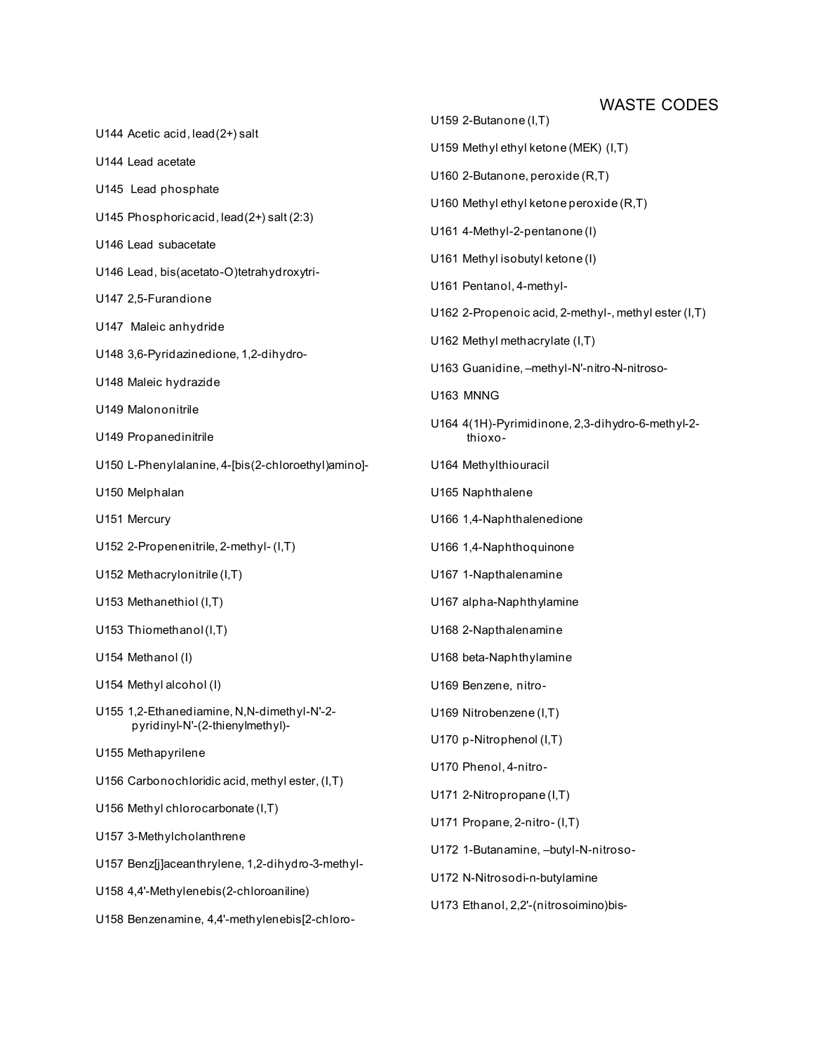# WASTE CODES

U144 Acetic acid, lead(2+) salt

U144 Lead acetate

U145 Lead phosphate

U145 Phosphoric acid, lead(2+) salt (2:3)

U146 Lead subacetate

U146 Lead, bis(acetato-O)tetrahydroxytri-

U147 2,5-Furandione

U147 Maleic anhydride

U148 3,6-Pyridazinedione, 1,2-dihydro-

U148 Maleic hydrazide

U149 Malononitrile

U149 Propanedinitrile

U150 L-Phenylalanine, 4-[bis(2-chloroethyl)amino]-

U150 Melphalan

U151 Mercury

U152 2-Propenenitrile, 2-methyl- (I,T)

U152 Methacrylonitrile (I,T)

U153 Methanethiol (I,T)

U153 Thiomethanol (I,T)

U154 Methanol (I)

U154 Methyl alcohol (I)

U155 1,2-Ethanediamine, N,N-dimethyl-N'-2-pyridinyl-N'-(2-thienylmethyl)-

U155 Methapyrilene

U156 Carbonochloridic acid, methyl ester, (I,T)

U156 Methyl chlorocarbonate (I,T)

U157 3-Methylcholanthrene

U157 Benz[j]aceanthrylene, 1,2-dihydro-3-methyl-

U158 4,4'-Methylenebis(2-chloroaniline)

U158 Benzenamine, 4,4'-methylenebis[2-chloro-

U159 2-Butanone (I,T)

U159 Methyl ethyl ketone (MEK) (I,T)

U160 2-Butanone, peroxide (R,T)

U160 Methyl ethyl ketone peroxide (R,T)

U161 4-Methyl-2-pentanone (I)

U161 Methyl isobutyl ketone (I)

U161 Pentanol, 4-methyl-

U162 2-Propenoic acid, 2-methyl-, methyl ester (I,T)

U162 Methyl methacrylate (I,T)

U163 Guanidine, –methyl-N'-nitro-N-nitroso-

U163 MNNG

U164 4(1H)-Pyrimidinone, 2,3-dihydro-6-methyl-2-thioxo-

U164 Methylthiouracil

U165 Naphthalene

U166 1,4-Naphthalenedione

U166 1,4-Naphthoquinone

U167 1-Napthalenamine

U167 alpha-Naphthylamine

U168 2-Napthalenamine

U168 beta-Naphthylamine

U169 Benzene, nitro-

U169 Nitrobenzene (I,T)

U170 p-Nitrophenol (I,T)

U170 Phenol, 4-nitro-

U171 2-Nitropropane (I,T)

U171 Propane, 2-nitro- (I,T)

U172 1-Butanamine, –butyl-N-nitroso-

U172 N-Nitrosodi-n-butylamine

U173 Ethanol, 2,2'-(nitrosoimino)bis-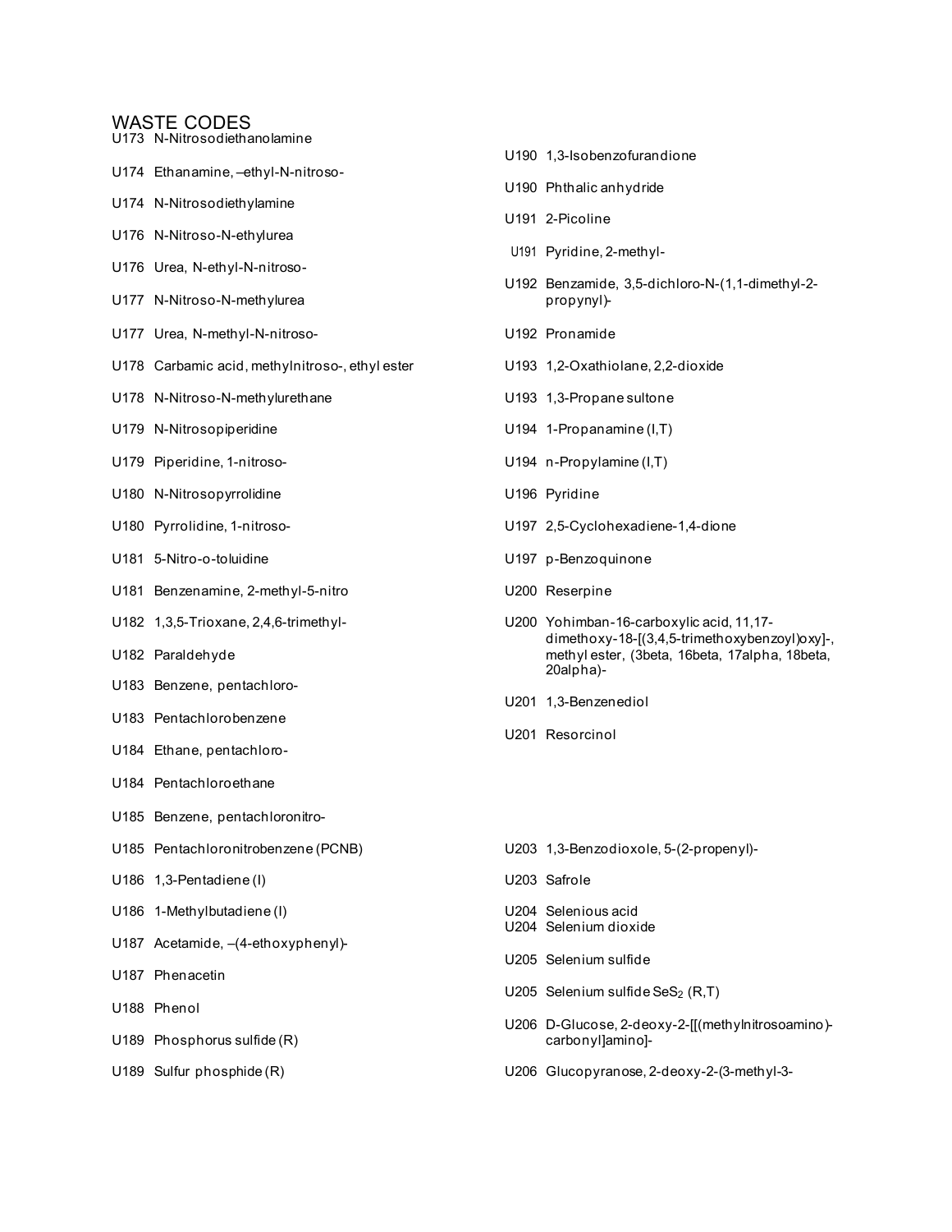# WASTE CODES

U173 N-Nitrosodiethanolamine

U174 Ethanamine, –ethyl-N-nitroso-

U174 N-Nitrosodiethylamine

U176 N-Nitroso-N-ethylurea

U176 Urea, N-ethyl-N-nitroso-

U177 N-Nitroso-N-methylurea

U177 Urea, N-methyl-N-nitroso-

U178 Carbamic acid, methylnitroso-, ethyl ester

U178 N-Nitroso-N-methylurethane

U179 N-Nitrosopiperidine

U179 Piperidine, 1-nitroso-

U180 N-Nitrosopyrrolidine

U180 Pyrrolidine, 1-nitroso-

U181 5-Nitro-o-toluidine

U181 Benzenamine, 2-methyl-5-nitro

U182 1,3,5-Trioxane, 2,4,6-trimethyl-

U182 Paraldehyde

U183 Benzene, pentachloro-

U183 Pentachlorobenzene

U184 Ethane, pentachloro-

U184 Pentachloroethane

U185 Benzene, pentachloronitro-

U185 Pentachloronitrobenzene (PCNB)

U186 1,3-Pentadiene (I)

U186 1-Methylbutadiene (I)

U187 Acetamide, –(4-ethoxyphenyl)-

U187 Phenacetin

U188 Phenol

U189 Phosphorus sulfide (R)

U189 Sulfur phosphide (R)

U190 1,3-Isobenzofurandione

U190 Phthalic anhydride

U191 2-Picoline

U191 Pyridine, 2-methyl-

U192 Benzamide, 3,5-dichloro-N-(1,1-dimethyl-2-propynyl)-

U192 Pronamide

U193 1,2-Oxathiolane, 2,2-dioxide

U193 1,3-Propane sultone

U194 1-Propanamine (I,T)

U194 n-Propylamine (I,T)

U196 Pyridine

U197 2,5-Cyclohexadiene-1,4-dione

U197 p-Benzoquinone

U200 Reserpine

U200 Yohimban-16-carboxylic acid, 11,17-dimethoxy-18-[(3,4,5-trimethoxybenzoyl)oxy]-, methyl ester, (3beta, 16beta, 17alpha, 18beta, 20alpha)-

U201 1,3-Benzenediol

U201 Resorcinol

U203 1,3-Benzodioxole, 5-(2-propenyl)-

U203 Safrole

U204 Selenious acid

U204 Selenium dioxide

U205 Selenium sulfide

U205 Selenium sulfide $SeS_2$ (R,T)

U206 D-Glucose, 2-deoxy-2-[[(methylnitrosoamino)-carbonyl]amino]-

U206 Glucopyranose, 2-deoxy-2-(3-methyl-3-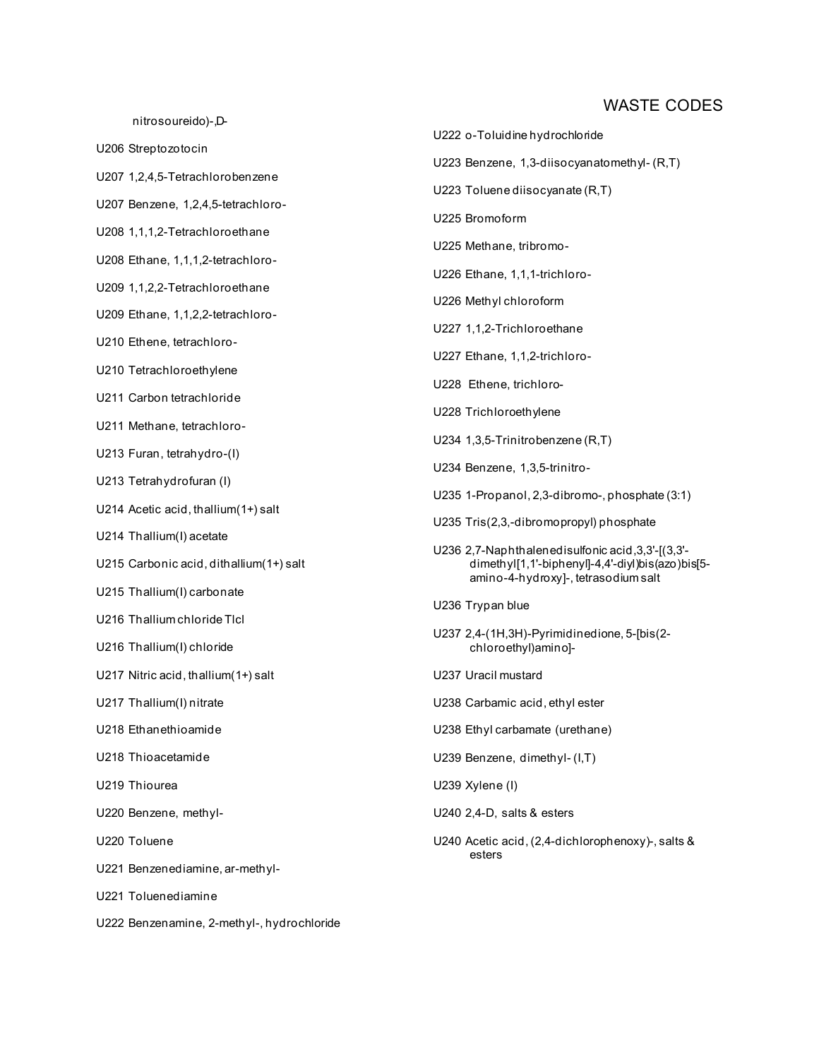nitrosoureido)-,D-

U206 Streptozotocin

U207 1,2,4,5-Tetrachlorobenzene

U207 Benzene, 1,2,4,5-tetrachloro-

U208 1,1,1,2-Tetrachloroethane

U208 Ethane, 1,1,1,2-tetrachloro-

U209 1,1,2,2-Tetrachloroethane

U209 Ethane, 1,1,2,2-tetrachloro-

U210 Ethene, tetrachloro-

U210 Tetrachloroethylene

U211 Carbon tetrachloride

U211 Methane, tetrachloro-

U213 Furan, tetrahydro-(I)

U213 Tetrahydrofuran (I)

U214 Acetic acid, thallium(1+) salt

U214 Thallium(I) acetate

U215 Carbonic acid, dithallium(1+) salt

U215 Thallium(I) carbonate

U216 Thallium chloride Tlcl

U216 Thallium(I) chloride

U217 Nitric acid, thallium(1+) salt

U217 Thallium(I) nitrate

U218 Ethanethioamide

U218 Thioacetamide

U219 Thiourea

U220 Benzene, methyl-

U220 Toluene

U221 Benzenediamine, ar-methyl-

U221 Toluenediamine

U222 Benzenamine, 2-methyl-, hydrochloride

U222 o-Toluidine hydrochloride

U223 Benzene, 1,3-diisocyanatomethyl- (R,T)

U223 Toluene diisocyanate (R,T)

U225 Bromoform

U225 Methane, tribromo-

U226 Ethane, 1,1,1-trichloro-

U226 Methyl chloroform

U227 1,1,2-Trichloroethane

U227 Ethane, 1,1,2-trichloro-

U228 Ethene, trichloro-

U228 Trichloroethylene

U234 1,3,5-Trinitrobenzene (R,T)

U234 Benzene, 1,3,5-trinitro-

U235 1-Propanol, 2,3-dibromo-, phosphate (3:1)

U235 Tris(2,3,-dibromopropyl) phosphate

U236 2,7-Naphthalenedisulfonic acid,3,3'-[(3,3'-dimethyl[1,1'-biphenyl]-4,4'-diyl)bis(azo)bis[5-amino-4-hydroxy]-, tetrasodium salt

U236 Trypan blue

U237 2,4-(1H,3H)-Pyrimidinedione, 5-[bis(2-chloroethyl)amino]-

U237 Uracil mustard

U238 Carbamic acid, ethyl ester

U238 Ethyl carbamate (urethane)

U239 Benzene, dimethyl- (I,T)

U239 Xylene (I)

U240 2,4-D, salts & esters

U240 Acetic acid, (2,4-dichlorophenoxy)-, salts & esters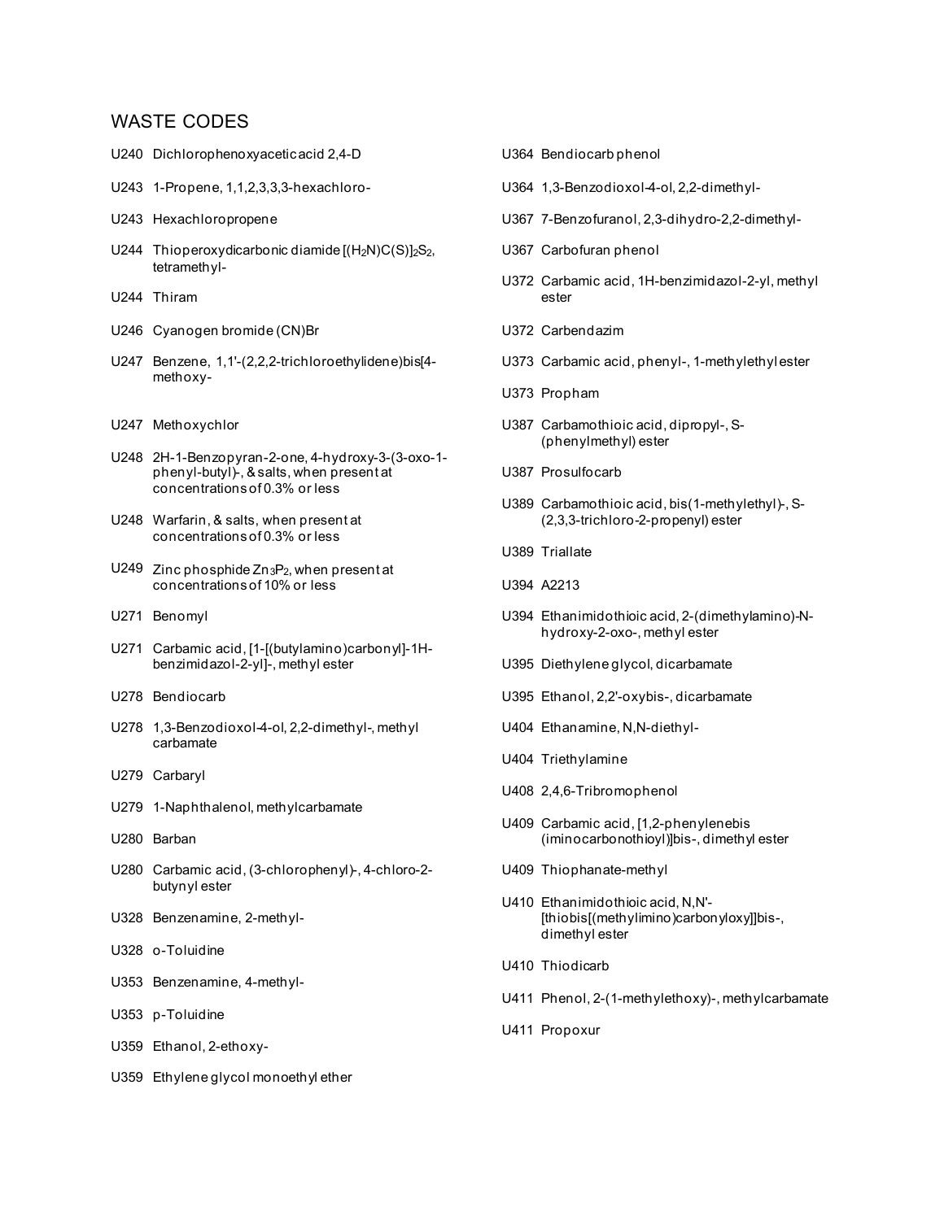## WASTE CODES

U240 Dichlorophenoxyaceticacid 2,4-D

U243 1-Propene, 1,1,2,3,3,3-hexachloro-

U243 Hexachloropropene

U244 Thioperoxydicarbonic diamide $[(H_2N)C(S)]_2S_2$, tetramethyl-

U244 Thiram

U246 Cyanogen bromide (CN)Br

U247 Benzene, 1,1'-(2,2,2-trichloroethylidene)bis[4-methoxy-

U247 Methoxychlor

U248 2H-1-Benzopyran-2-one, 4-hydroxy-3-(3-oxo-1-phenyl-butyl)-, & salts, when present at concentrations of 0.3% or less

U248 Warfarin, & salts, when present at concentrations of 0.3% or less

U249 Zinc phosphide $Zn_3P_2$, when present at concentrations of 10% or less

U271 Benomyl

U271 Carbamic acid, [1-[(butylamino)carbonyl]-1H-benzimidazol-2-yl]-, methyl ester

U278 Bendiocarb

U278 1,3-Benzodioxol-4-ol, 2,2-dimethyl-, methyl carbamate

U279 Carbaryl

U279 1-Naphthalenol, methylcarbamate

U280 Barban

U280 Carbamic acid, (3-chlorophenyl)-, 4-chloro-2-butynyl ester

U328 Benzenamine, 2-methyl-

U328 o-Toluidine

U353 Benzenamine, 4-methyl-

U353 p-Toluidine

U359 Ethanol, 2-ethoxy-

U359 Ethylene glycol monoethyl ether

U364 Bendiocarb phenol

U364 1,3-Benzodioxol-4-ol, 2,2-dimethyl-

U367 7-Benzofuranol, 2,3-dihydro-2,2-dimethyl-

U367 Carbofuran phenol

U372 Carbamic acid, 1H-benzimidazol-2-yl, methyl ester

U372 Carbendazim

U373 Carbamic acid, phenyl-, 1-methylethyl ester

U373 Propham

U387 Carbamothioic acid, dipropyl-, S-(phenylmethyl) ester

U387 Prosulfocarb

U389 Carbamothioic acid, bis(1-methylethyl)-, S-(2,3,3-trichloro-2-propenyl) ester

U389 Triallate

U394 A2213

U394 Ethanimidothioic acid, 2-(dimethylamino)-N-hydroxy-2-oxo-, methyl ester

U395 Diethylene glycol, dicarbamate

U395 Ethanol, 2,2'-oxybis-, dicarbamate

U404 Ethanamine, N,N-diethyl-

U404 Triethylamine

U408 2,4,6-Tribromophenol

U409 Carbamic acid, [1,2-phenylenebis (iminocarbonothioyl)]bis-, dimethyl ester

U409 Thiophanate-methyl

U410 Ethanimidothioic acid, N,N'-[thiobis[(methylimino)carbonyloxy]]bis-, dimethyl ester

U410 Thiodicarb

U411 Phenol, 2-(1-methylethoxy)-, methylcarbamate

U411 Propoxur